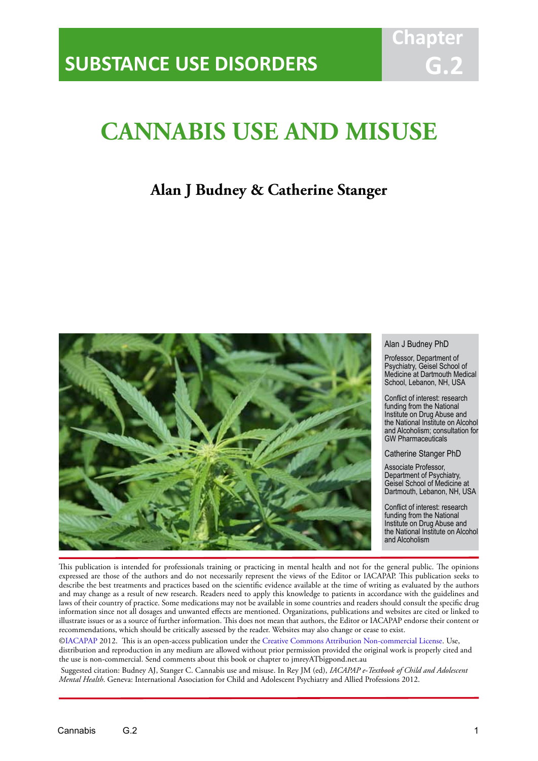# SUBSTANCE USE DISORDERS

Chapter G.2

# CANNABIS USE AND MISUSE

**Alan J Budney & Catherine Stanger**

Alan J Budney PhD

Professor, Department of Psychiatry, Geisel School of Medicine at Dartmouth Medical School, Lebanon, NH, USA

Conflict of interest: research funding from the National Institute on Drug Abuse and the National Institute on Alcohol and Alcoholism; consultation for GW Pharmaceuticals

Catherine Stanger PhD

Associate Professor, Department of Psychiatry, Geisel School of Medicine at Dartmouth, Lebanon, NH, USA

Conflict of interest: research funding from the National Institute on Drug Abuse and the National Institute on Alcohol and Alcoholism

This publication is intended for professionals training or practicing in mental health and not for the general public. The opinions expressed are those of the authors and do not necessarily represent the views of the Editor or IACAPAP. This publication seeks to describe the best treatments and practices based on the scientific evidence available at the time of writing as evaluated by the authors and may change as a result of new research. Readers need to apply this knowledge to patients in accordance with the guidelines and laws of their country of practice. Some medications may not be available in some countries and readers should consult the specific drug information since not all dosages and unwanted effects are mentioned. Organizations, publications and websites are cited or linked to illustrate issues or as a source of further information. This does not mean that authors, the Editor or IACAPAP endorse their content or recommendations, which should be critically assessed by the reader. Websites may also change or cease to exist.

©IACAPAP 2012. This is an open-access publication under the Creative Commons Attribution Non-commercial License. Use, distribution and reproduction in any medium are allowed without prior permission provided the original work is properly cited and the use is non-commercial. Send comments about this book or chapter to jmreyATbigpond.net.au

Suggested citation: Budney AJ, Stanger C. Cannabis use and misuse. In Rey JM (ed), *IACAPAP e-Textbook of Child and Adolescent Mental Health*. Geneva: International Association for Child and Adolescent Psychiatry and Allied Professions 2012.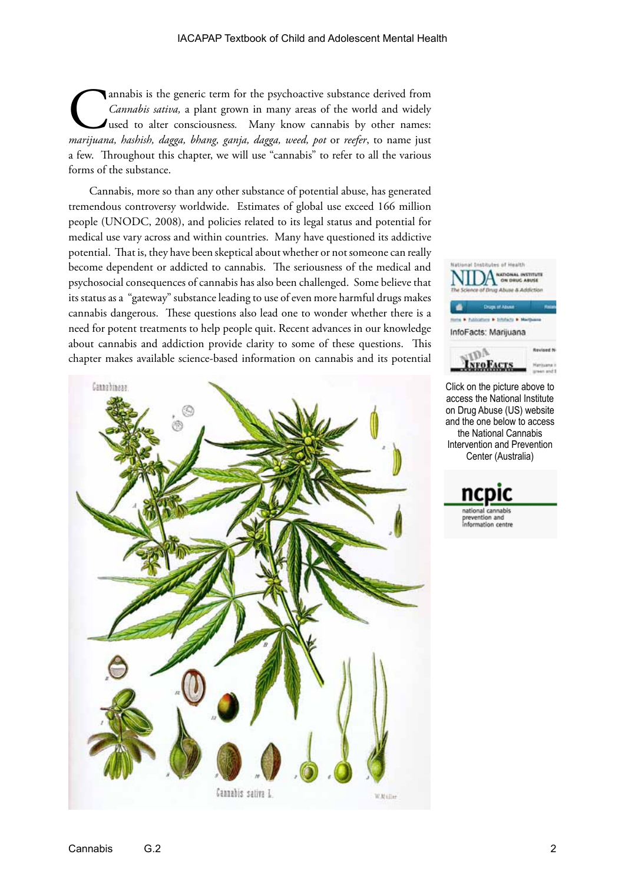Cannabis is the generic term for the psychoactive substance derived from *Cannabis sativa,* a plant grown in many areas of the world and widely used to alter consciousness. Many know cannabis by other names: *marijuana, hashish, dagga, bhang, ganja, dagga, weed, pot* or *reefer*, to name just a few. Throughout this chapter, we will use "cannabis" to refer to all the various forms of the substance.

Cannabis, more so than any other substance of potential abuse, has generated tremendous controversy worldwide. Estimates of global use exceed 166 million people (UNODC, 2008), and policies related to its legal status and potential for medical use vary across and within countries. Many have questioned its addictive potential. That is, they have been skeptical about whether or not someone can really become dependent or addicted to cannabis. The seriousness of the medical and psychosocial consequences of cannabis has also been challenged. Some believe that its status as a "gateway" substance leading to use of even more harmful drugs makes cannabis dangerous. These questions also lead one to wonder whether there is a need for potent treatments to help people quit. Recent advances in our knowledge about cannabis and addiction provide clarity to some of these questions. This chapter makes available science-based information on cannabis and its potential

Click on the picture above to access the National Institute on Drug Abuse (US) website and the one below to access the National Cannabis Intervention and Prevention Center (Australia)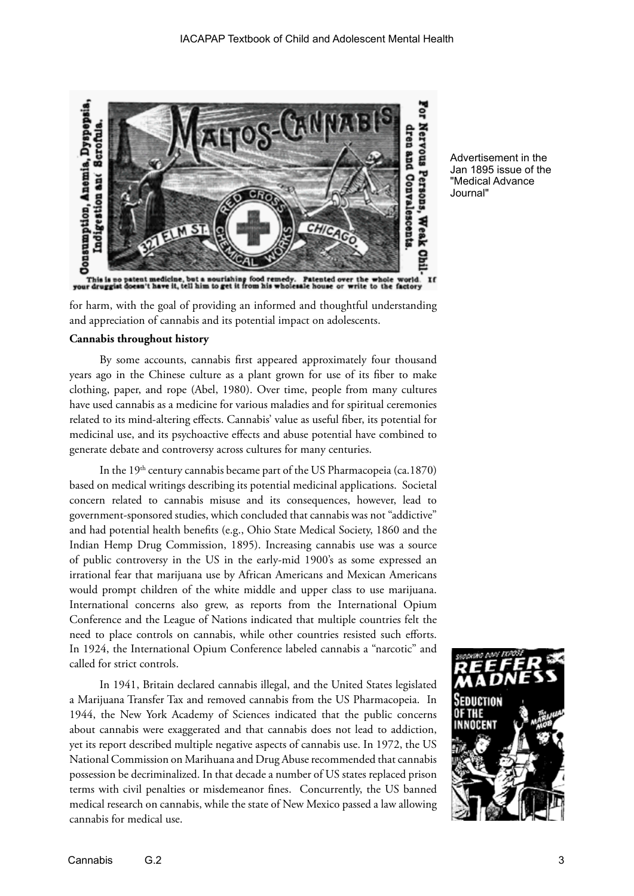Advertisement in the Jan 1895 issue of the "Medical Advance Journal"

for harm, with the goal of providing an informed and thoughtful understanding and appreciation of cannabis and its potential impact on adolescents.

**Cannabis throughout history**

By some accounts, cannabis first appeared approximately four thousand years ago in the Chinese culture as a plant grown for use of its fiber to make clothing, paper, and rope (Abel, 1980). Over time, people from many cultures have used cannabis as a medicine for various maladies and for spiritual ceremonies related to its mind-altering effects. Cannabis' value as useful fiber, its potential for medicinal use, and its psychoactive effects and abuse potential have combined to generate debate and controversy across cultures for many centuries.

In the 19th century cannabis became part of the US Pharmacopeia (ca.1870) based on medical writings describing its potential medicinal applications. Societal concern related to cannabis misuse and its consequences, however, lead to government-sponsored studies, which concluded that cannabis was not "addictive" and had potential health benefits (e.g., Ohio State Medical Society, 1860 and the Indian Hemp Drug Commission, 1895). Increasing cannabis use was a source of public controversy in the US in the early-mid 1900's as some expressed an irrational fear that marijuana use by African Americans and Mexican Americans would prompt children of the white middle and upper class to use marijuana. International concerns also grew, as reports from the International Opium Conference and the League of Nations indicated that multiple countries felt the need to place controls on cannabis, while other countries resisted such efforts. In 1924, the International Opium Conference labeled cannabis a "narcotic" and called for strict controls.

In 1941, Britain declared cannabis illegal, and the United States legislated a Marijuana Transfer Tax and removed cannabis from the US Pharmacopeia. In 1944, the New York Academy of Sciences indicated that the public concerns about cannabis were exaggerated and that cannabis does not lead to addiction, yet its report described multiple negative aspects of cannabis use. In 1972, the US National Commission on Marihuana and Drug Abuse recommended that cannabis possession be decriminalized. In that decade a number of US states replaced prison terms with civil penalties or misdemeanor fines. Concurrently, the US banned medical research on cannabis, while the state of New Mexico passed a law allowing cannabis for medical use.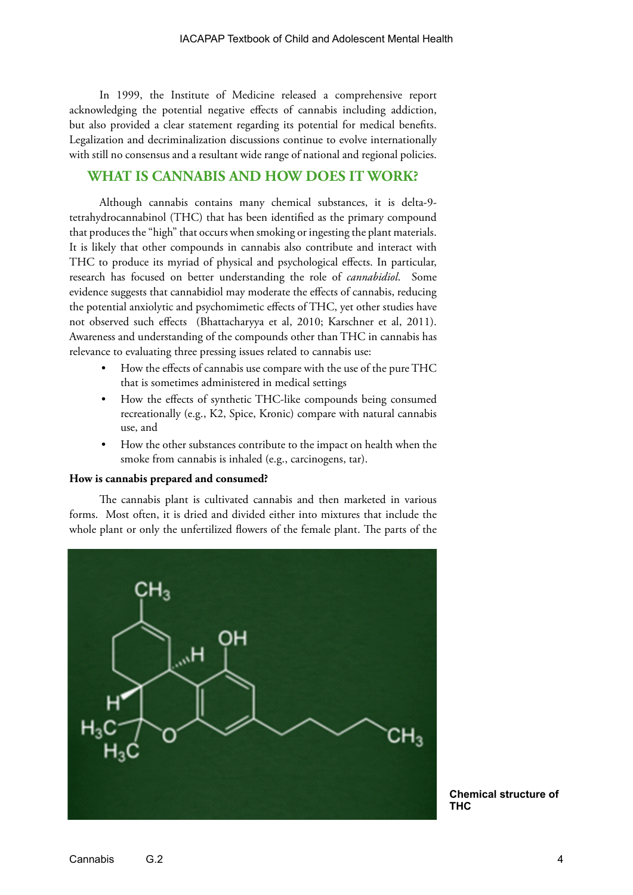In 1999, the Institute of Medicine released a comprehensive report acknowledging the potential negative effects of cannabis including addiction, but also provided a clear statement regarding its potential for medical benefits. Legalization and decriminalization discussions continue to evolve internationally with still no consensus and a resultant wide range of national and regional policies.

## WHAT IS CANNABIS AND HOW DOES IT WORK?

Although cannabis contains many chemical substances, it is delta-9-tetrahydrocannabinol (THC) that has been identified as the primary compound that produces the "high" that occurs when smoking or ingesting the plant materials. It is likely that other compounds in cannabis also contribute and interact with THC to produce its myriad of physical and psychological effects. In particular, research has focused on better understanding the role of *cannabidiol*. Some evidence suggests that cannabidiol may moderate the effects of cannabis, reducing the potential anxiolytic and psychomimetic effects of THC, yet other studies have not observed such effects (Bhattacharyya et al, 2010; Karschner et al, 2011). Awareness and understanding of the compounds other than THC in cannabis has relevance to evaluating three pressing issues related to cannabis use:

- How the effects of cannabis use compare with the use of the pure THC that is sometimes administered in medical settings
- How the effects of synthetic THC-like compounds being consumed recreationally (e.g., K2, Spice, Kronic) compare with natural cannabis use, and
- How the other substances contribute to the impact on health when the smoke from cannabis is inhaled (e.g., carcinogens, tar).

**How is cannabis prepared and consumed?**

The cannabis plant is cultivated cannabis and then marketed in various forms. Most often, it is dried and divided either into mixtures that include the whole plant or only the unfertilized flowers of the female plant. The parts of the

**Chemical structure of THC**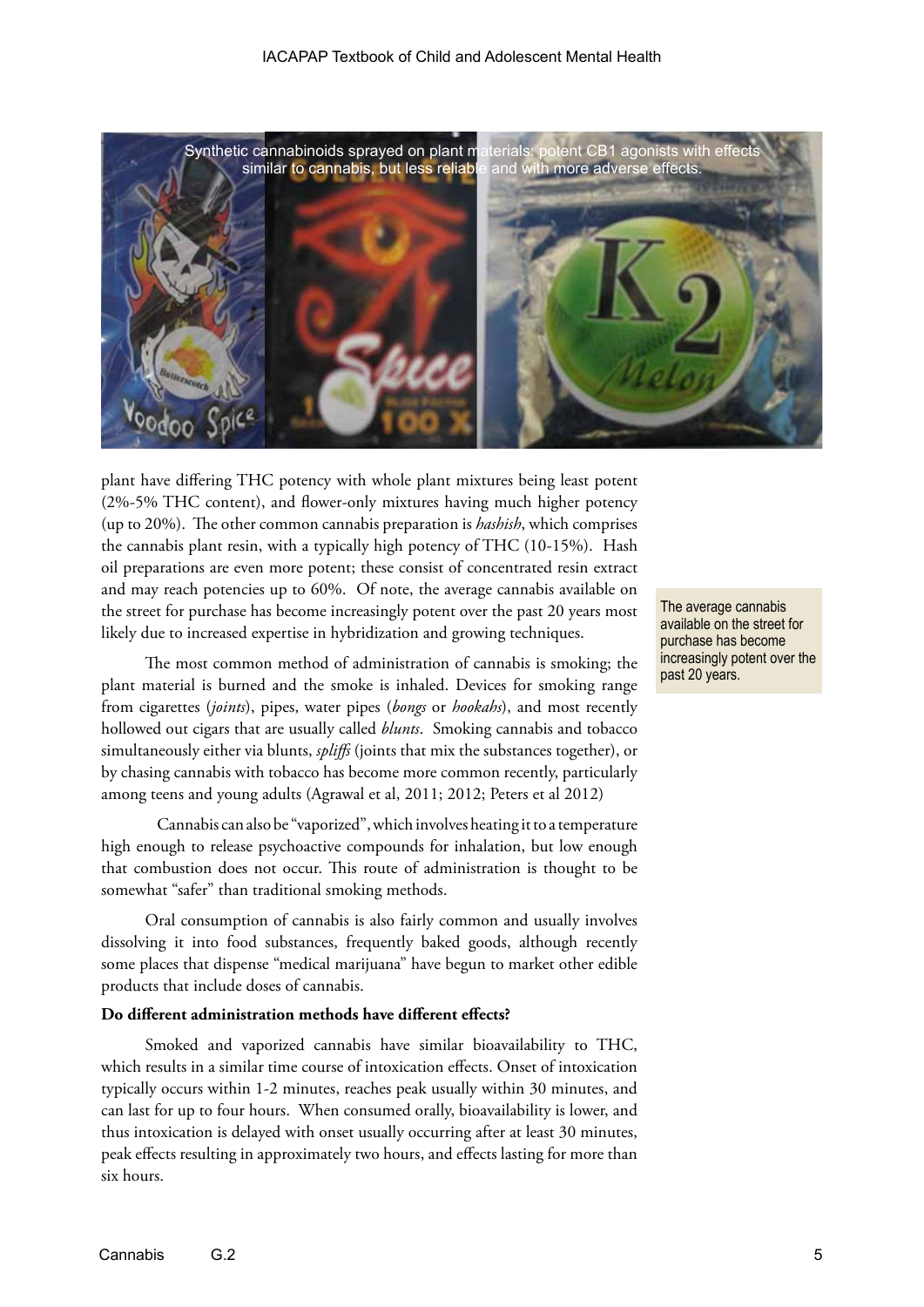Synthetic cannabinoids sprayed on plant materials: potent CB1 agonists with effects similar to cannabis, but less reliable and with more adverse effects.

plant have differing THC potency with whole plant mixtures being least potent (2%-5% THC content), and flower-only mixtures having much higher potency (up to 20%). The other common cannabis preparation is *hashish*, which comprises the cannabis plant resin, with a typically high potency of THC (10-15%). Hash oil preparations are even more potent; these consist of concentrated resin extract and may reach potencies up to 60%. Of note, the average cannabis available on the street for purchase has become increasingly potent over the past 20 years most likely due to increased expertise in hybridization and growing techniques.

The average cannabis available on the street for purchase has become increasingly potent over the past 20 years.

The most common method of administration of cannabis is smoking; the plant material is burned and the smoke is inhaled. Devices for smoking range from cigarettes (*joints*), pipes, water pipes (*bongs* or *hookahs*), and most recently hollowed out cigars that are usually called *blunts*. Smoking cannabis and tobacco simultaneously either via blunts, *spliffs* (joints that mix the substances together), or by chasing cannabis with tobacco has become more common recently, particularly among teens and young adults (Agrawal et al, 2011; 2012; Peters et al 2012)

Cannabis can also be "vaporized", which involves heating it to a temperature high enough to release psychoactive compounds for inhalation, but low enough that combustion does not occur. This route of administration is thought to be somewhat "safer" than traditional smoking methods.

Oral consumption of cannabis is also fairly common and usually involves dissolving it into food substances, frequently baked goods, although recently some places that dispense "medical marijuana" have begun to market other edible products that include doses of cannabis.

**Do different administration methods have different effects?**

Smoked and vaporized cannabis have similar bioavailability to THC, which results in a similar time course of intoxication effects. Onset of intoxication typically occurs within 1-2 minutes, reaches peak usually within 30 minutes, and can last for up to four hours. When consumed orally, bioavailability is lower, and thus intoxication is delayed with onset usually occurring after at least 30 minutes, peak effects resulting in approximately two hours, and effects lasting for more than six hours.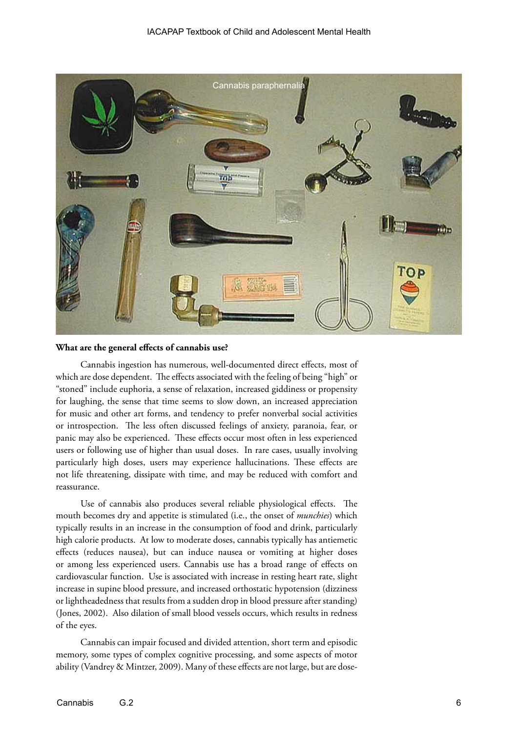Cannabis paraphernalia

**What are the general effects of cannabis use?**

Cannabis ingestion has numerous, well-documented direct effects, most of which are dose dependent. The effects associated with the feeling of being "high" or "stoned" include euphoria, a sense of relaxation, increased giddiness or propensity for laughing, the sense that time seems to slow down, an increased appreciation for music and other art forms, and tendency to prefer nonverbal social activities or introspection. The less often discussed feelings of anxiety, paranoia, fear, or panic may also be experienced. These effects occur most often in less experienced users or following use of higher than usual doses. In rare cases, usually involving particularly high doses, users may experience hallucinations. These effects are not life threatening, dissipate with time, and may be reduced with comfort and reassurance.

Use of cannabis also produces several reliable physiological effects. The mouth becomes dry and appetite is stimulated (i.e., the onset of *munchies*) which typically results in an increase in the consumption of food and drink, particularly high calorie products. At low to moderate doses, cannabis typically has antiemetic effects (reduces nausea), but can induce nausea or vomiting at higher doses or among less experienced users. Cannabis use has a broad range of effects on cardiovascular function. Use is associated with increase in resting heart rate, slight increase in supine blood pressure, and increased orthostatic hypotension (dizziness or lightheadedness that results from a sudden drop in blood pressure after standing) (Jones, 2002). Also dilation of small blood vessels occurs, which results in redness of the eyes.

Cannabis can impair focused and divided attention, short term and episodic memory, some types of complex cognitive processing, and some aspects of motor ability (Vandrey & Mintzer, 2009). Many of these effects are not large, but are dose-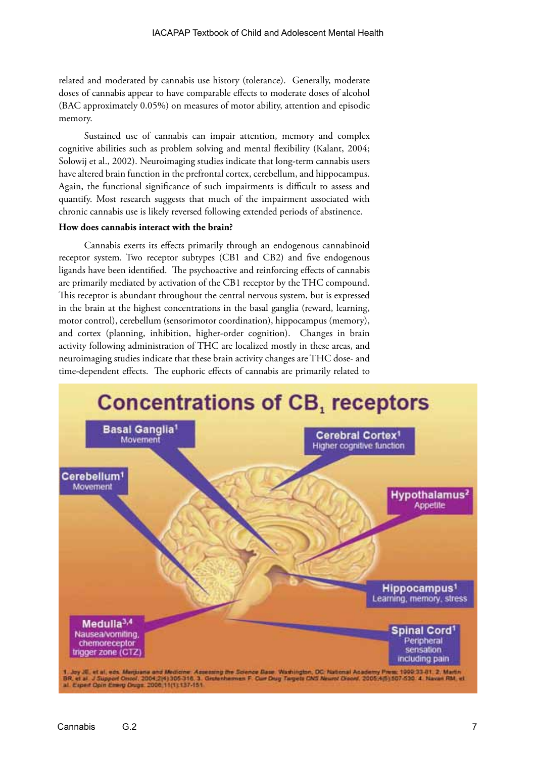related and moderated by cannabis use history (tolerance). Generally, moderate doses of cannabis appear to have comparable effects to moderate doses of alcohol (BAC approximately 0.05%) on measures of motor ability, attention and episodic memory.

Sustained use of cannabis can impair attention, memory and complex cognitive abilities such as problem solving and mental flexibility (Kalant, 2004; Solowij et al., 2002). Neuroimaging studies indicate that long-term cannabis users have altered brain function in the prefrontal cortex, cerebellum, and hippocampus. Again, the functional significance of such impairments is difficult to assess and quantify. Most research suggests that much of the impairment associated with chronic cannabis use is likely reversed following extended periods of abstinence.

**How does cannabis interact with the brain?**

Cannabis exerts its effects primarily through an endogenous cannabinoid receptor system. Two receptor subtypes (CB1 and CB2) and five endogenous ligands have been identified. The psychoactive and reinforcing effects of cannabis are primarily mediated by activation of the CB1 receptor by the THC compound. This receptor is abundant throughout the central nervous system, but is expressed in the brain at the highest concentrations in the basal ganglia (reward, learning, motor control), cerebellum (sensorimotor coordination), hippocampus (memory), and cortex (planning, inhibition, higher-order cognition). Changes in brain activity following administration of THC are localized mostly in these areas, and neuroimaging studies indicate that these brain activity changes are THC dose- and time-dependent effects. The euphoric effects of cannabis are primarily related to

**Concentrations of $CB_1$ receptors**

- Basal Ganglia[1] – Movement
- Cerebral Cortex[1] – Higher cognitive function
- Cerebellum[1] – Movement
- Hypothalamus[2] – Appetite
- Hippocampus[1] – Learning, memory, stress
- Medulla[3,4] – Nausea/vomiting, chemoreceptor trigger zone (CTZ)
- Spinal Cord[1] – Peripheral sensation including pain

1. Joy JE, et al, eds. *Marijuana and Medicine: Assessing the Science Base.* Washington, DC: National Academy Press; 1999:33-81. 2. Martin BR, et al. *J Support Oncol.* 2004;2(4):305-316. 3. Grotenhermen F. *Curr Drug Targets CNS Neurol Disord.* 2005;4(5):507-530. 4. Navari RM, et al. *Expert Opin Emerg Drugs.* 2006;11(1):137-151.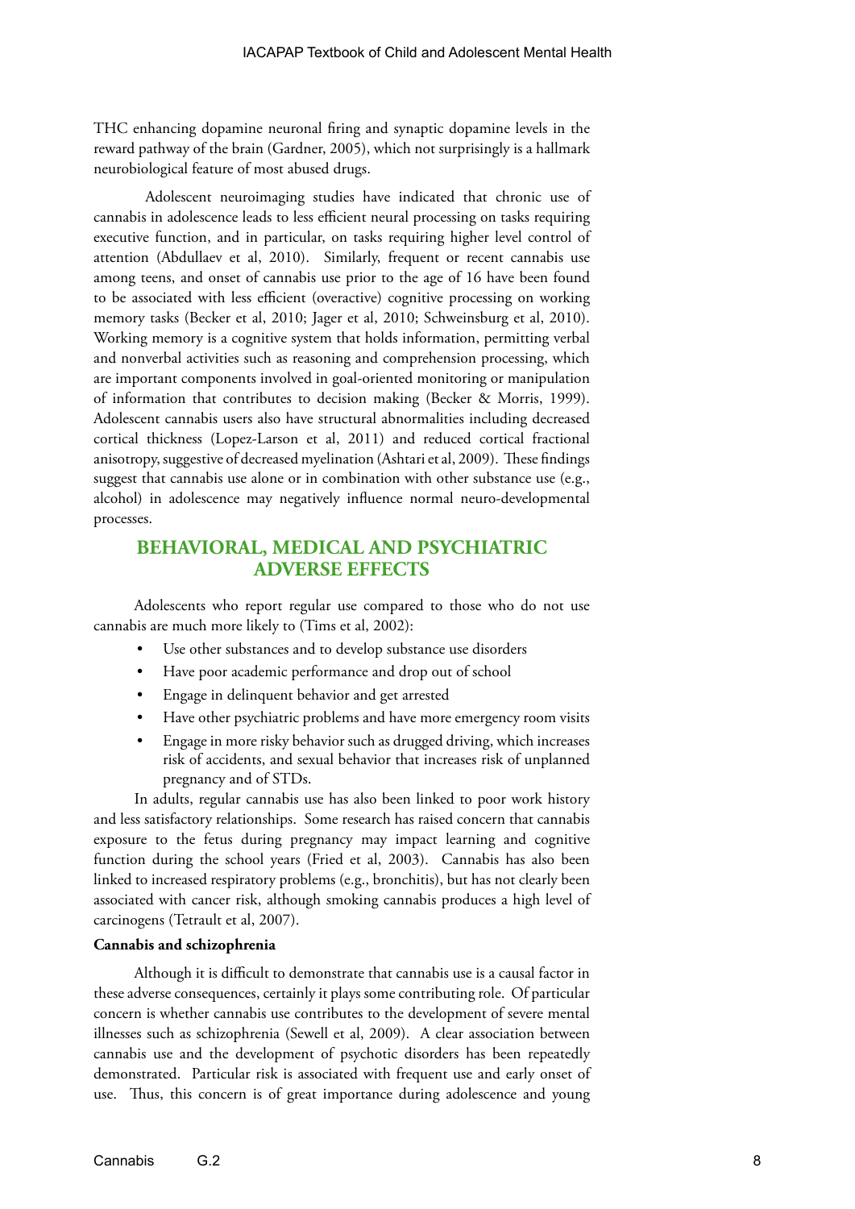THC enhancing dopamine neuronal firing and synaptic dopamine levels in the reward pathway of the brain (Gardner, 2005), which not surprisingly is a hallmark neurobiological feature of most abused drugs.

Adolescent neuroimaging studies have indicated that chronic use of cannabis in adolescence leads to less efficient neural processing on tasks requiring executive function, and in particular, on tasks requiring higher level control of attention (Abdullaev et al, 2010). Similarly, frequent or recent cannabis use among teens, and onset of cannabis use prior to the age of 16 have been found to be associated with less efficient (overactive) cognitive processing on working memory tasks (Becker et al, 2010; Jager et al, 2010; Schweinsburg et al, 2010). Working memory is a cognitive system that holds information, permitting verbal and nonverbal activities such as reasoning and comprehension processing, which are important components involved in goal-oriented monitoring or manipulation of information that contributes to decision making (Becker & Morris, 1999). Adolescent cannabis users also have structural abnormalities including decreased cortical thickness (Lopez-Larson et al, 2011) and reduced cortical fractional anisotropy, suggestive of decreased myelination (Ashtari et al, 2009). These findings suggest that cannabis use alone or in combination with other substance use (e.g., alcohol) in adolescence may negatively influence normal neuro-developmental processes.

## BEHAVIORAL, MEDICAL AND PSYCHIATRIC ADVERSE EFFECTS

Adolescents who report regular use compared to those who do not use cannabis are much more likely to (Tims et al, 2002):

- Use other substances and to develop substance use disorders
- Have poor academic performance and drop out of school
- Engage in delinquent behavior and get arrested
- Have other psychiatric problems and have more emergency room visits
- Engage in more risky behavior such as drugged driving, which increases risk of accidents, and sexual behavior that increases risk of unplanned pregnancy and of STDs.

In adults, regular cannabis use has also been linked to poor work history and less satisfactory relationships. Some research has raised concern that cannabis exposure to the fetus during pregnancy may impact learning and cognitive function during the school years (Fried et al, 2003). Cannabis has also been linked to increased respiratory problems (e.g., bronchitis), but has not clearly been associated with cancer risk, although smoking cannabis produces a high level of carcinogens (Tetrault et al, 2007).

**Cannabis and schizophrenia**

Although it is difficult to demonstrate that cannabis use is a causal factor in these adverse consequences, certainly it plays some contributing role. Of particular concern is whether cannabis use contributes to the development of severe mental illnesses such as schizophrenia (Sewell et al, 2009). A clear association between cannabis use and the development of psychotic disorders has been repeatedly demonstrated. Particular risk is associated with frequent use and early onset of use. Thus, this concern is of great importance during adolescence and young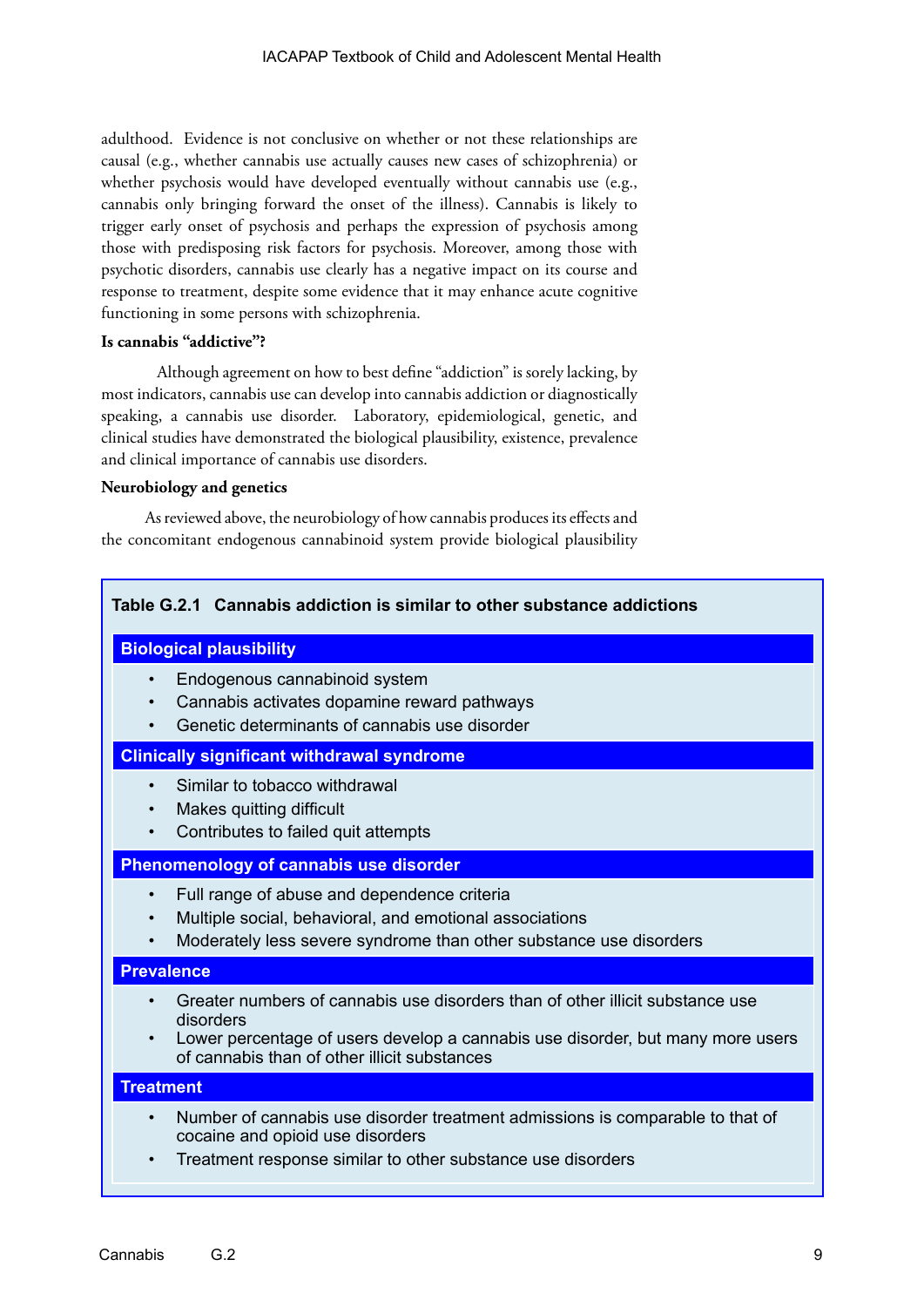adulthood. Evidence is not conclusive on whether or not these relationships are causal (e.g., whether cannabis use actually causes new cases of schizophrenia) or whether psychosis would have developed eventually without cannabis use (e.g., cannabis only bringing forward the onset of the illness). Cannabis is likely to trigger early onset of psychosis and perhaps the expression of psychosis among those with predisposing risk factors for psychosis. Moreover, among those with psychotic disorders, cannabis use clearly has a negative impact on its course and response to treatment, despite some evidence that it may enhance acute cognitive functioning in some persons with schizophrenia.

**Is cannabis "addictive"?**

Although agreement on how to best define "addiction" is sorely lacking, by most indicators, cannabis use can develop into cannabis addiction or diagnostically speaking, a cannabis use disorder. Laboratory, epidemiological, genetic, and clinical studies have demonstrated the biological plausibility, existence, prevalence and clinical importance of cannabis use disorders.

**Neurobiology and genetics**

As reviewed above, the neurobiology of how cannabis produces its effects and the concomitant endogenous cannabinoid system provide biological plausibility

**Table G.2.1 Cannabis addiction is similar to other substance addictions**

| Cannabis addiction is similar to other substance addictions |
|---|
| **Biological plausibility** |
| • Endogenous cannabinoid system<br>• Cannabis activates dopamine reward pathways<br>• Genetic determinants of cannabis use disorder |
| **Clinically significant withdrawal syndrome** |
| • Similar to tobacco withdrawal<br>• Makes quitting difficult<br>• Contributes to failed quit attempts |
| **Phenomenology of cannabis use disorder** |
| • Full range of abuse and dependence criteria<br>• Multiple social, behavioral, and emotional associations<br>• Moderately less severe syndrome than other substance use disorders |
| **Prevalence** |
| • Greater numbers of cannabis use disorders than of other illicit substance use disorders<br>• Lower percentage of users develop a cannabis use disorder, but many more users of cannabis than of other illicit substances |
| **Treatment** |
| • Number of cannabis use disorder treatment admissions is comparable to that of cocaine and opioid use disorders<br>• Treatment response similar to other substance use disorders |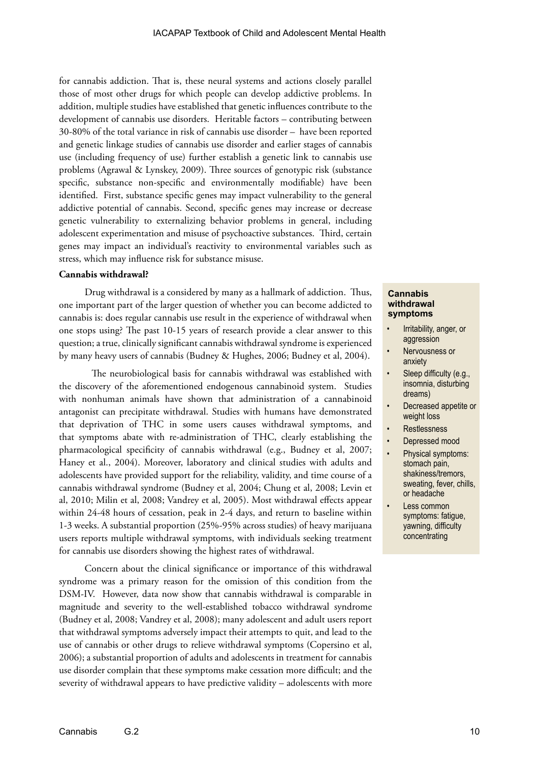for cannabis addiction. That is, these neural systems and actions closely parallel those of most other drugs for which people can develop addictive problems. In addition, multiple studies have established that genetic influences contribute to the development of cannabis use disorders. Heritable factors – contributing between 30-80% of the total variance in risk of cannabis use disorder – have been reported and genetic linkage studies of cannabis use disorder and earlier stages of cannabis use (including frequency of use) further establish a genetic link to cannabis use problems (Agrawal & Lynskey, 2009). Three sources of genotypic risk (substance specific, substance non-specific and environmentally modifiable) have been identified. First, substance specific genes may impact vulnerability to the general addictive potential of cannabis. Second, specific genes may increase or decrease genetic vulnerability to externalizing behavior problems in general, including adolescent experimentation and misuse of psychoactive substances. Third, certain genes may impact an individual's reactivity to environmental variables such as stress, which may influence risk for substance misuse.

**Cannabis withdrawal?**

Drug withdrawal is a considered by many as a hallmark of addiction. Thus, one important part of the larger question of whether you can become addicted to cannabis is: does regular cannabis use result in the experience of withdrawal when one stops using? The past 10-15 years of research provide a clear answer to this question; a true, clinically significant cannabis withdrawal syndrome is experienced by many heavy users of cannabis (Budney & Hughes, 2006; Budney et al, 2004).

The neurobiological basis for cannabis withdrawal was established with the discovery of the aforementioned endogenous cannabinoid system. Studies with nonhuman animals have shown that administration of a cannabinoid antagonist can precipitate withdrawal. Studies with humans have demonstrated that deprivation of THC in some users causes withdrawal symptoms, and that symptoms abate with re-administration of THC, clearly establishing the pharmacological specificity of cannabis withdrawal (e.g., Budney et al, 2007; Haney et al., 2004). Moreover, laboratory and clinical studies with adults and adolescents have provided support for the reliability, validity, and time course of a cannabis withdrawal syndrome (Budney et al, 2004; Chung et al, 2008; Levin et al, 2010; Milin et al, 2008; Vandrey et al, 2005). Most withdrawal effects appear within 24-48 hours of cessation, peak in 2-4 days, and return to baseline within 1-3 weeks. A substantial proportion (25%-95% across studies) of heavy marijuana users reports multiple withdrawal symptoms, with individuals seeking treatment for cannabis use disorders showing the highest rates of withdrawal.

Concern about the clinical significance or importance of this withdrawal syndrome was a primary reason for the omission of this condition from the DSM-IV. However, data now show that cannabis withdrawal is comparable in magnitude and severity to the well-established tobacco withdrawal syndrome (Budney et al, 2008; Vandrey et al, 2008); many adolescent and adult users report that withdrawal symptoms adversely impact their attempts to quit, and lead to the use of cannabis or other drugs to relieve withdrawal symptoms (Copersino et al, 2006); a substantial proportion of adults and adolescents in treatment for cannabis use disorder complain that these symptoms make cessation more difficult; and the severity of withdrawal appears to have predictive validity – adolescents with more

**Cannabis withdrawal symptoms**

- Irritability, anger, or aggression
- Nervousness or anxiety
- Sleep difficulty (e.g., insomnia, disturbing dreams)
- Decreased appetite or weight loss
- Restlessness
- Depressed mood
- Physical symptoms: stomach pain, shakiness/tremors, sweating, fever, chills, or headache
- Less common symptoms: fatigue, yawning, difficulty concentrating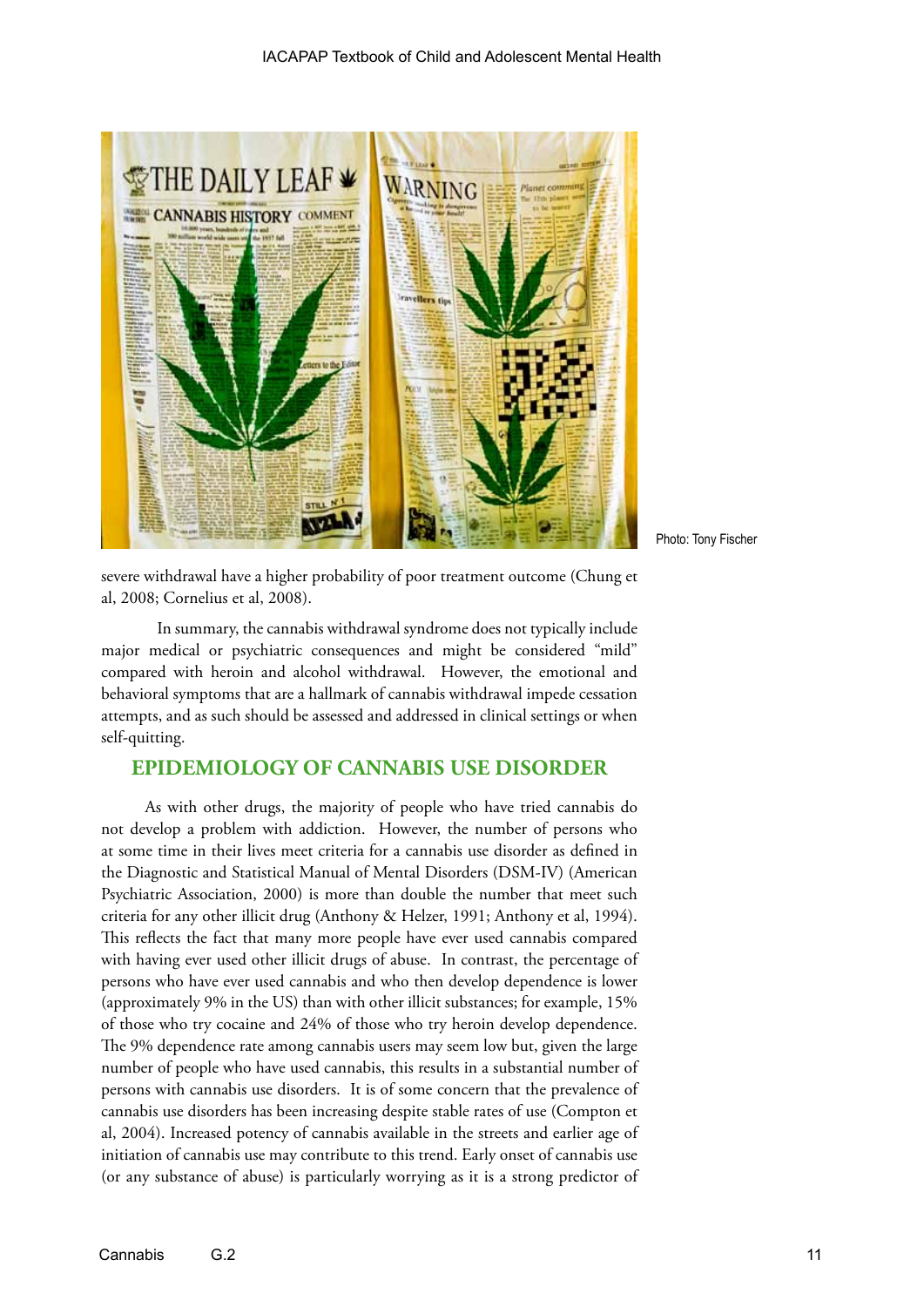Photo: Tony Fischer

severe withdrawal have a higher probability of poor treatment outcome (Chung et al, 2008; Cornelius et al, 2008).

In summary, the cannabis withdrawal syndrome does not typically include major medical or psychiatric consequences and might be considered "mild" compared with heroin and alcohol withdrawal. However, the emotional and behavioral symptoms that are a hallmark of cannabis withdrawal impede cessation attempts, and as such should be assessed and addressed in clinical settings or when self-quitting.

## EPIDEMIOLOGY OF CANNABIS USE DISORDER

As with other drugs, the majority of people who have tried cannabis do not develop a problem with addiction. However, the number of persons who at some time in their lives meet criteria for a cannabis use disorder as defined in the Diagnostic and Statistical Manual of Mental Disorders (DSM-IV) (American Psychiatric Association, 2000) is more than double the number that meet such criteria for any other illicit drug (Anthony & Helzer, 1991; Anthony et al, 1994). This reflects the fact that many more people have ever used cannabis compared with having ever used other illicit drugs of abuse. In contrast, the percentage of persons who have ever used cannabis and who then develop dependence is lower (approximately 9% in the US) than with other illicit substances; for example, 15% of those who try cocaine and 24% of those who try heroin develop dependence. The 9% dependence rate among cannabis users may seem low but, given the large number of people who have used cannabis, this results in a substantial number of persons with cannabis use disorders. It is of some concern that the prevalence of cannabis use disorders has been increasing despite stable rates of use (Compton et al, 2004). Increased potency of cannabis available in the streets and earlier age of initiation of cannabis use may contribute to this trend. Early onset of cannabis use (or any substance of abuse) is particularly worrying as it is a strong predictor of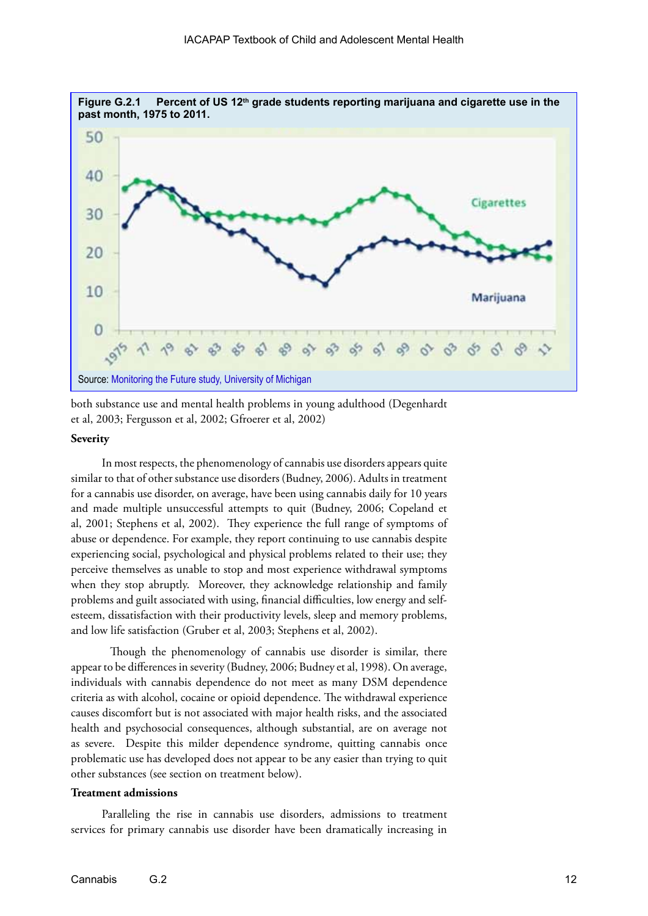**Figure G.2.1 Percent of US 12th grade students reporting marijuana and cigarette use in the past month, 1975 to 2011.**

Source: Monitoring the Future study, University of Michigan

both substance use and mental health problems in young adulthood (Degenhardt et al, 2003; Fergusson et al, 2002; Gfroerer et al, 2002)

**Severity**

In most respects, the phenomenology of cannabis use disorders appears quite similar to that of other substance use disorders (Budney, 2006). Adults in treatment for a cannabis use disorder, on average, have been using cannabis daily for 10 years and made multiple unsuccessful attempts to quit (Budney, 2006; Copeland et al, 2001; Stephens et al, 2002). They experience the full range of symptoms of abuse or dependence. For example, they report continuing to use cannabis despite experiencing social, psychological and physical problems related to their use; they perceive themselves as unable to stop and most experience withdrawal symptoms when they stop abruptly. Moreover, they acknowledge relationship and family problems and guilt associated with using, financial difficulties, low energy and self-esteem, dissatisfaction with their productivity levels, sleep and memory problems, and low life satisfaction (Gruber et al, 2003; Stephens et al, 2002).

Though the phenomenology of cannabis use disorder is similar, there appear to be differences in severity (Budney, 2006; Budney et al, 1998). On average, individuals with cannabis dependence do not meet as many DSM dependence criteria as with alcohol, cocaine or opioid dependence. The withdrawal experience causes discomfort but is not associated with major health risks, and the associated health and psychosocial consequences, although substantial, are on average not as severe. Despite this milder dependence syndrome, quitting cannabis once problematic use has developed does not appear to be any easier than trying to quit other substances (see section on treatment below).

**Treatment admissions**

Paralleling the rise in cannabis use disorders, admissions to treatment services for primary cannabis use disorder have been dramatically increasing in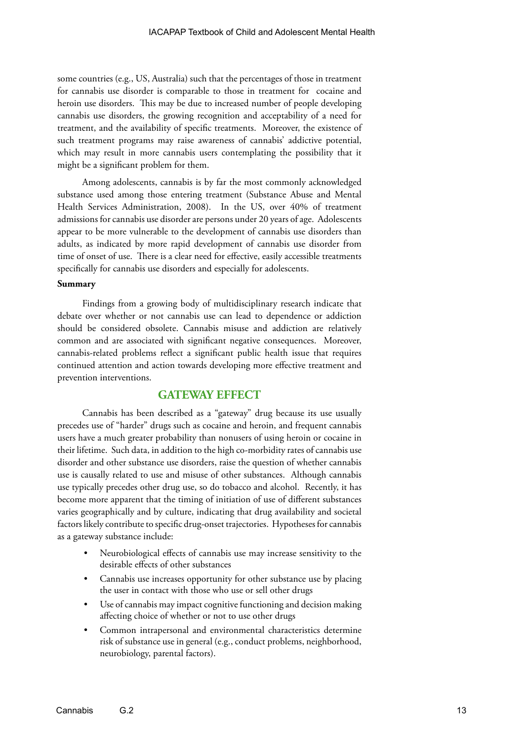some countries (e.g., US, Australia) such that the percentages of those in treatment for cannabis use disorder is comparable to those in treatment for cocaine and heroin use disorders. This may be due to increased number of people developing cannabis use disorders, the growing recognition and acceptability of a need for treatment, and the availability of specific treatments. Moreover, the existence of such treatment programs may raise awareness of cannabis' addictive potential, which may result in more cannabis users contemplating the possibility that it might be a significant problem for them.

Among adolescents, cannabis is by far the most commonly acknowledged substance used among those entering treatment (Substance Abuse and Mental Health Services Administration, 2008). In the US, over 40% of treatment admissions for cannabis use disorder are persons under 20 years of age. Adolescents appear to be more vulnerable to the development of cannabis use disorders than adults, as indicated by more rapid development of cannabis use disorder from time of onset of use. There is a clear need for effective, easily accessible treatments specifically for cannabis use disorders and especially for adolescents.

**Summary**

Findings from a growing body of multidisciplinary research indicate that debate over whether or not cannabis use can lead to dependence or addiction should be considered obsolete. Cannabis misuse and addiction are relatively common and are associated with significant negative consequences. Moreover, cannabis-related problems reflect a significant public health issue that requires continued attention and action towards developing more effective treatment and prevention interventions.

## GATEWAY EFFECT

Cannabis has been described as a "gateway" drug because its use usually precedes use of "harder" drugs such as cocaine and heroin, and frequent cannabis users have a much greater probability than nonusers of using heroin or cocaine in their lifetime. Such data, in addition to the high co-morbidity rates of cannabis use disorder and other substance use disorders, raise the question of whether cannabis use is causally related to use and misuse of other substances. Although cannabis use typically precedes other drug use, so do tobacco and alcohol. Recently, it has become more apparent that the timing of initiation of use of different substances varies geographically and by culture, indicating that drug availability and societal factors likely contribute to specific drug-onset trajectories. Hypotheses for cannabis as a gateway substance include:

- Neurobiological effects of cannabis use may increase sensitivity to the desirable effects of other substances
- Cannabis use increases opportunity for other substance use by placing the user in contact with those who use or sell other drugs
- Use of cannabis may impact cognitive functioning and decision making affecting choice of whether or not to use other drugs
- Common intrapersonal and environmental characteristics determine risk of substance use in general (e.g., conduct problems, neighborhood, neurobiology, parental factors).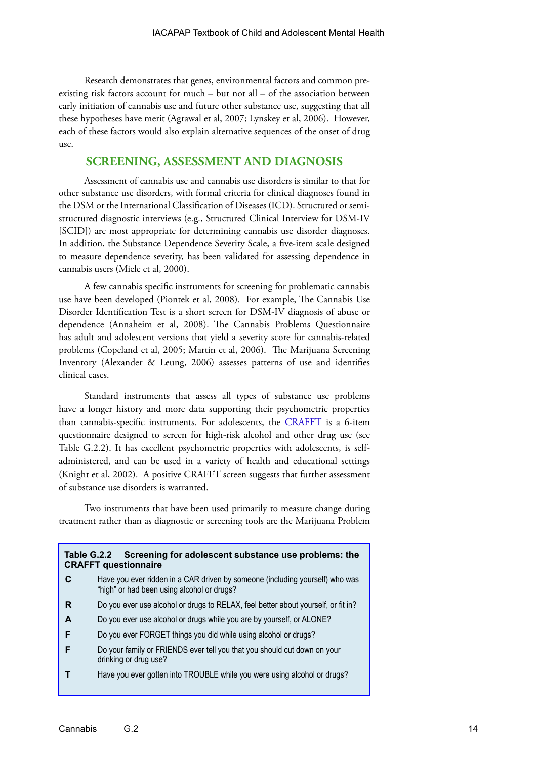Research demonstrates that genes, environmental factors and common pre-existing risk factors account for much – but not all – of the association between early initiation of cannabis use and future other substance use, suggesting that all these hypotheses have merit (Agrawal et al, 2007; Lynskey et al, 2006). However, each of these factors would also explain alternative sequences of the onset of drug use.

## SCREENING, ASSESSMENT AND DIAGNOSIS

Assessment of cannabis use and cannabis use disorders is similar to that for other substance use disorders, with formal criteria for clinical diagnoses found in the DSM or the International Classification of Diseases (ICD). Structured or semi-structured diagnostic interviews (e.g., Structured Clinical Interview for DSM-IV [SCID]) are most appropriate for determining cannabis use disorder diagnoses. In addition, the Substance Dependence Severity Scale, a five-item scale designed to measure dependence severity, has been validated for assessing dependence in cannabis users (Miele et al, 2000).

A few cannabis specific instruments for screening for problematic cannabis use have been developed (Piontek et al, 2008). For example, The Cannabis Use Disorder Identification Test is a short screen for DSM-IV diagnosis of abuse or dependence (Annaheim et al, 2008). The Cannabis Problems Questionnaire has adult and adolescent versions that yield a severity score for cannabis-related problems (Copeland et al, 2005; Martin et al, 2006). The Marijuana Screening Inventory (Alexander & Leung, 2006) assesses patterns of use and identifies clinical cases.

Standard instruments that assess all types of substance use problems have a longer history and more data supporting their psychometric properties than cannabis-specific instruments. For adolescents, the CRAFFT is a 6-item questionnaire designed to screen for high-risk alcohol and other drug use (see Table G.2.2). It has excellent psychometric properties with adolescents, is self-administered, and can be used in a variety of health and educational settings (Knight et al, 2002). A positive CRAFFT screen suggests that further assessment of substance use disorders is warranted.

Two instruments that have been used primarily to measure change during treatment rather than as diagnostic or screening tools are the Marijuana Problem

**Table G.2.2 Screening for adolescent substance use problems: the CRAFFT questionnaire**

| | |
|---|---|
| **C** | Have you ever ridden in a CAR driven by someone (including yourself) who was "high" or had been using alcohol or drugs? |
| **R** | Do you ever use alcohol or drugs to RELAX, feel better about yourself, or fit in? |
| **A** | Do you ever use alcohol or drugs while you are by yourself, or ALONE? |
| **F** | Do you ever FORGET things you did while using alcohol or drugs? |
| **F** | Do your family or FRIENDS ever tell you that you should cut down on your drinking or drug use? |
| **T** | Have you ever gotten into TROUBLE while you were using alcohol or drugs? |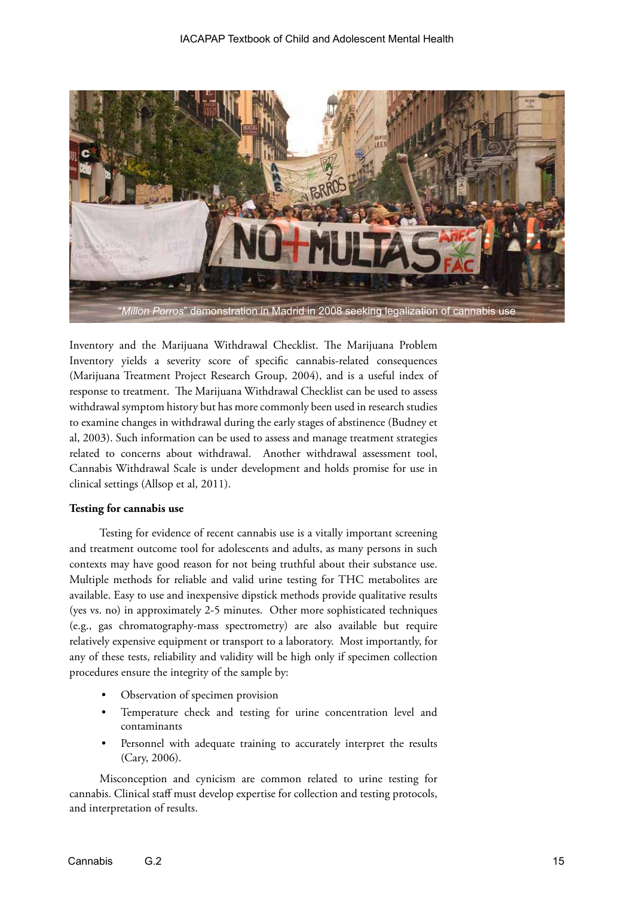"*Millon Porros*" demonstration in Madrid in 2008 seeking legalization of cannabis use

Inventory and the Marijuana Withdrawal Checklist. The Marijuana Problem Inventory yields a severity score of specific cannabis-related consequences (Marijuana Treatment Project Research Group, 2004), and is a useful index of response to treatment. The Marijuana Withdrawal Checklist can be used to assess withdrawal symptom history but has more commonly been used in research studies to examine changes in withdrawal during the early stages of abstinence (Budney et al, 2003). Such information can be used to assess and manage treatment strategies related to concerns about withdrawal. Another withdrawal assessment tool, Cannabis Withdrawal Scale is under development and holds promise for use in clinical settings (Allsop et al, 2011).

**Testing for cannabis use**

Testing for evidence of recent cannabis use is a vitally important screening and treatment outcome tool for adolescents and adults, as many persons in such contexts may have good reason for not being truthful about their substance use. Multiple methods for reliable and valid urine testing for THC metabolites are available. Easy to use and inexpensive dipstick methods provide qualitative results (yes vs. no) in approximately 2-5 minutes. Other more sophisticated techniques (e.g., gas chromatography-mass spectrometry) are also available but require relatively expensive equipment or transport to a laboratory. Most importantly, for any of these tests, reliability and validity will be high only if specimen collection procedures ensure the integrity of the sample by:

- Observation of specimen provision
- Temperature check and testing for urine concentration level and contaminants
- Personnel with adequate training to accurately interpret the results (Cary, 2006).

Misconception and cynicism are common related to urine testing for cannabis. Clinical staff must develop expertise for collection and testing protocols, and interpretation of results.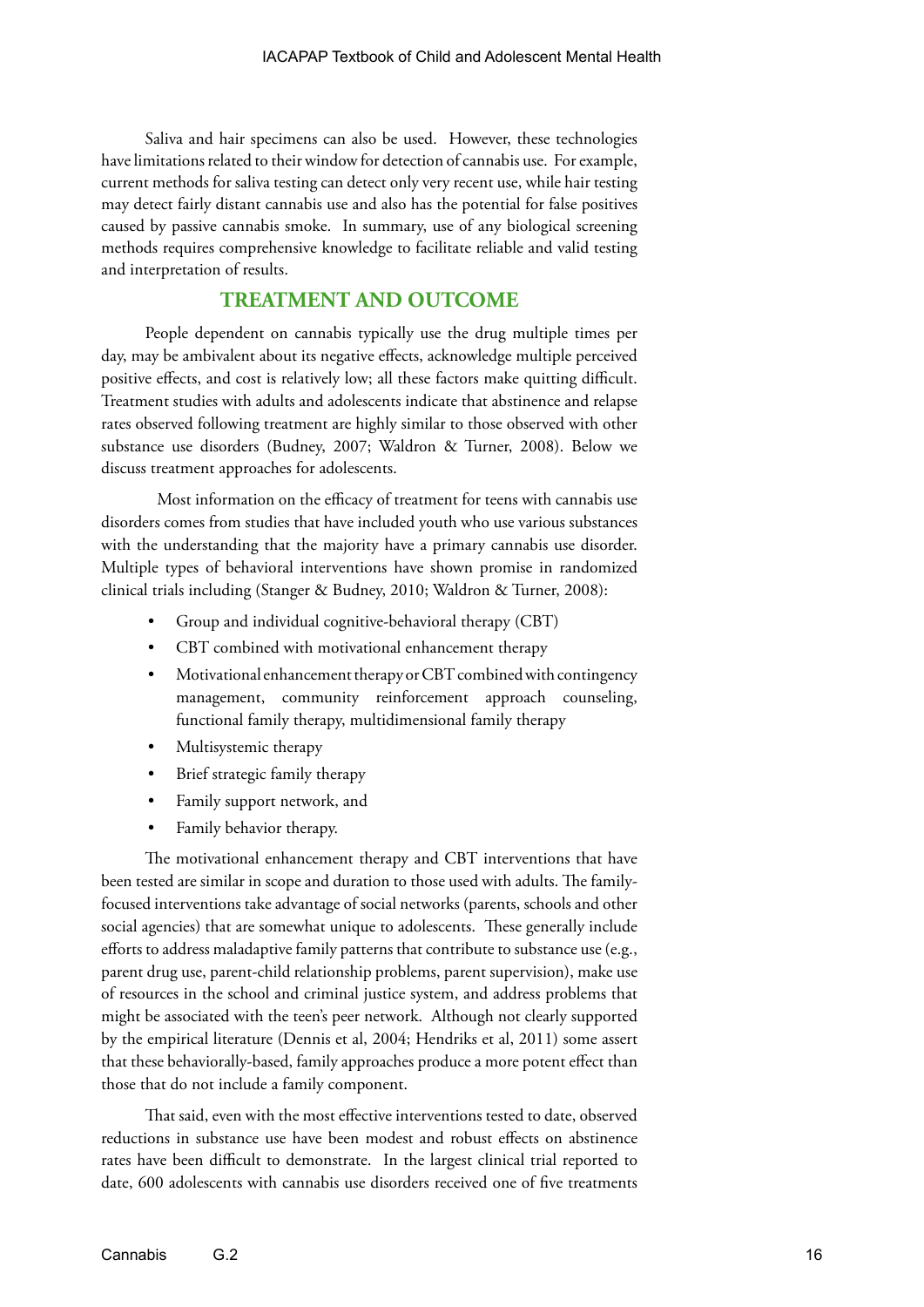Saliva and hair specimens can also be used. However, these technologies have limitations related to their window for detection of cannabis use. For example, current methods for saliva testing can detect only very recent use, while hair testing may detect fairly distant cannabis use and also has the potential for false positives caused by passive cannabis smoke. In summary, use of any biological screening methods requires comprehensive knowledge to facilitate reliable and valid testing and interpretation of results.

## TREATMENT AND OUTCOME

People dependent on cannabis typically use the drug multiple times per day, may be ambivalent about its negative effects, acknowledge multiple perceived positive effects, and cost is relatively low; all these factors make quitting difficult. Treatment studies with adults and adolescents indicate that abstinence and relapse rates observed following treatment are highly similar to those observed with other substance use disorders (Budney, 2007; Waldron & Turner, 2008). Below we discuss treatment approaches for adolescents.

Most information on the efficacy of treatment for teens with cannabis use disorders comes from studies that have included youth who use various substances with the understanding that the majority have a primary cannabis use disorder. Multiple types of behavioral interventions have shown promise in randomized clinical trials including (Stanger & Budney, 2010; Waldron & Turner, 2008):

- Group and individual cognitive-behavioral therapy (CBT)
- CBT combined with motivational enhancement therapy
- Motivational enhancement therapy or CBT combined with contingency management, community reinforcement approach counseling, functional family therapy, multidimensional family therapy
- Multisystemic therapy
- Brief strategic family therapy
- Family support network, and
- Family behavior therapy.

The motivational enhancement therapy and CBT interventions that have been tested are similar in scope and duration to those used with adults. The family-focused interventions take advantage of social networks (parents, schools and other social agencies) that are somewhat unique to adolescents. These generally include efforts to address maladaptive family patterns that contribute to substance use (e.g., parent drug use, parent-child relationship problems, parent supervision), make use of resources in the school and criminal justice system, and address problems that might be associated with the teen's peer network. Although not clearly supported by the empirical literature (Dennis et al, 2004; Hendriks et al, 2011) some assert that these behaviorally-based, family approaches produce a more potent effect than those that do not include a family component.

That said, even with the most effective interventions tested to date, observed reductions in substance use have been modest and robust effects on abstinence rates have been difficult to demonstrate. In the largest clinical trial reported to date, 600 adolescents with cannabis use disorders received one of five treatments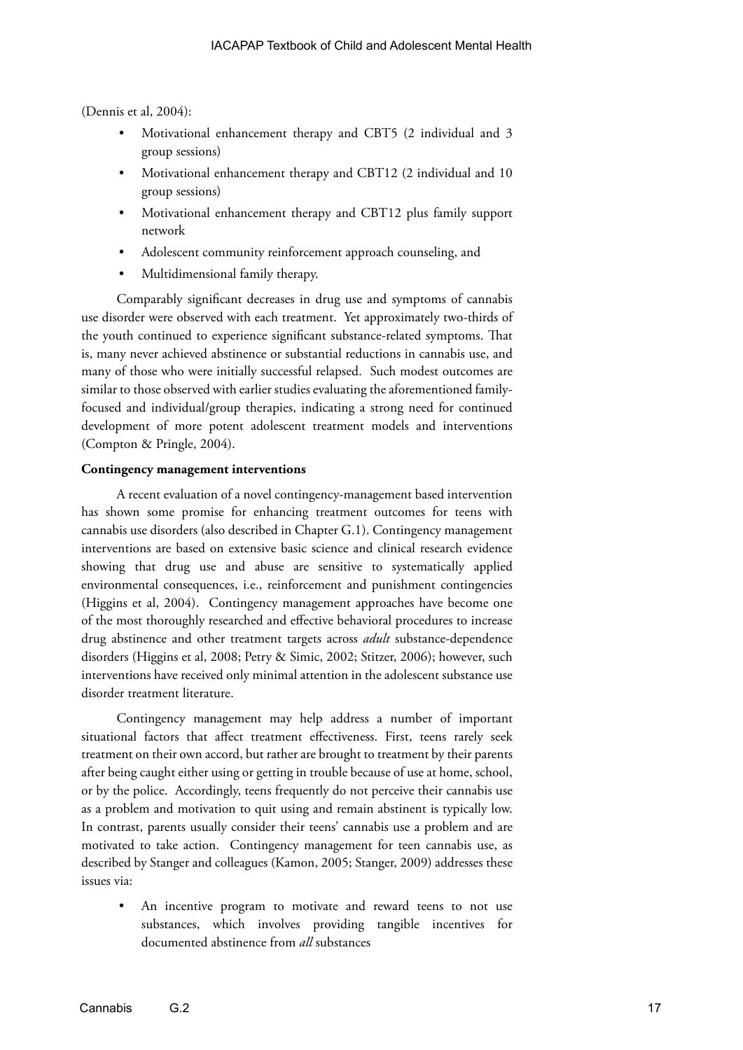(Dennis et al, 2004):

- Motivational enhancement therapy and CBT5 (2 individual and 3 group sessions)
- Motivational enhancement therapy and CBT12 (2 individual and 10 group sessions)
- Motivational enhancement therapy and CBT12 plus family support network
- Adolescent community reinforcement approach counseling, and
- Multidimensional family therapy.

Comparably significant decreases in drug use and symptoms of cannabis use disorder were observed with each treatment. Yet approximately two-thirds of the youth continued to experience significant substance-related symptoms. That is, many never achieved abstinence or substantial reductions in cannabis use, and many of those who were initially successful relapsed. Such modest outcomes are similar to those observed with earlier studies evaluating the aforementioned family-focused and individual/group therapies, indicating a strong need for continued development of more potent adolescent treatment models and interventions (Compton & Pringle, 2004).

**Contingency management interventions**

A recent evaluation of a novel contingency-management based intervention has shown some promise for enhancing treatment outcomes for teens with cannabis use disorders (also described in Chapter G.1). Contingency management interventions are based on extensive basic science and clinical research evidence showing that drug use and abuse are sensitive to systematically applied environmental consequences, i.e., reinforcement and punishment contingencies (Higgins et al, 2004). Contingency management approaches have become one of the most thoroughly researched and effective behavioral procedures to increase drug abstinence and other treatment targets across *adult* substance-dependence disorders (Higgins et al, 2008; Petry & Simic, 2002; Stitzer, 2006); however, such interventions have received only minimal attention in the adolescent substance use disorder treatment literature.

Contingency management may help address a number of important situational factors that affect treatment effectiveness. First, teens rarely seek treatment on their own accord, but rather are brought to treatment by their parents after being caught either using or getting in trouble because of use at home, school, or by the police. Accordingly, teens frequently do not perceive their cannabis use as a problem and motivation to quit using and remain abstinent is typically low. In contrast, parents usually consider their teens' cannabis use a problem and are motivated to take action. Contingency management for teen cannabis use, as described by Stanger and colleagues (Kamon, 2005; Stanger, 2009) addresses these issues via:

- An incentive program to motivate and reward teens to not use substances, which involves providing tangible incentives for documented abstinence from *all* substances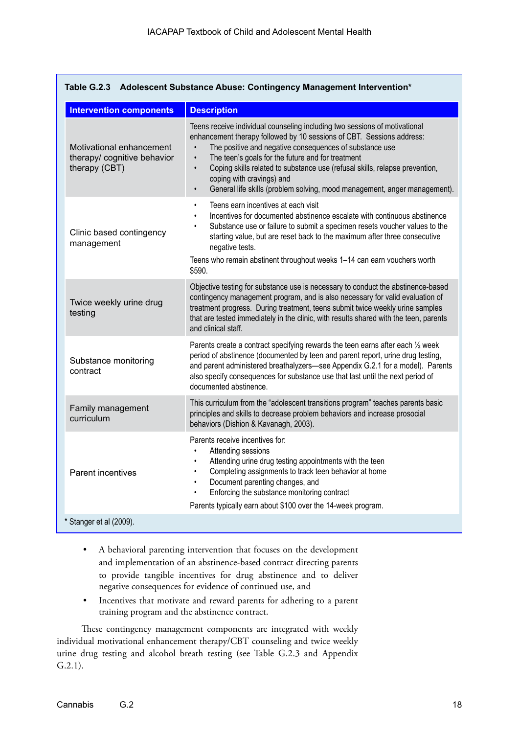**Table G.2.3 Adolescent Substance Abuse: Contingency Management Intervention***

| Intervention components | Description |
|---|---|
| Motivational enhancement therapy/ cognitive behavior therapy (CBT) | Teens receive individual counseling including two sessions of motivational enhancement therapy followed by 10 sessions of CBT. Sessions address:<br>• The positive and negative consequences of substance use<br>• The teen's goals for the future and for treatment<br>• Coping skills related to substance use (refusal skills, relapse prevention, coping with cravings) and<br>• General life skills (problem solving, mood management, anger management). |
| Clinic based contingency management | • Teens earn incentives at each visit<br>• Incentives for documented abstinence escalate with continuous abstinence<br>• Substance use or failure to submit a specimen resets voucher values to the starting value, but are reset back to the maximum after three consecutive negative tests.<br>Teens who remain abstinent throughout weeks 1–14 can earn vouchers worth $590. |
| Twice weekly urine drug testing | Objective testing for substance use is necessary to conduct the abstinence-based contingency management program, and is also necessary for valid evaluation of treatment progress. During treatment, teens submit twice weekly urine samples that are tested immediately in the clinic, with results shared with the teen, parents and clinical staff. |
| Substance monitoring contract | Parents create a contract specifying rewards the teen earns after each ½ week period of abstinence (documented by teen and parent report, urine drug testing, and parent administered breathalyzers—see Appendix G.2.1 for a model). Parents also specify consequences for substance use that last until the next period of documented abstinence. |
| Family management curriculum | This curriculum from the "adolescent transitions program" teaches parents basic principles and skills to decrease problem behaviors and increase prosocial behaviors (Dishion & Kavanagh, 2003). |
| Parent incentives | Parents receive incentives for:<br>• Attending sessions<br>• Attending urine drug testing appointments with the teen<br>• Completing assignments to track teen behavior at home<br>• Document parenting changes, and<br>• Enforcing the substance monitoring contract<br>Parents typically earn about $100 over the 14-week program. |

* Stanger et al (2009).

- A behavioral parenting intervention that focuses on the development and implementation of an abstinence-based contract directing parents to provide tangible incentives for drug abstinence and to deliver negative consequences for evidence of continued use, and
- Incentives that motivate and reward parents for adhering to a parent training program and the abstinence contract.

These contingency management components are integrated with weekly individual motivational enhancement therapy/CBT counseling and twice weekly urine drug testing and alcohol breath testing (see Table G.2.3 and Appendix G.2.1).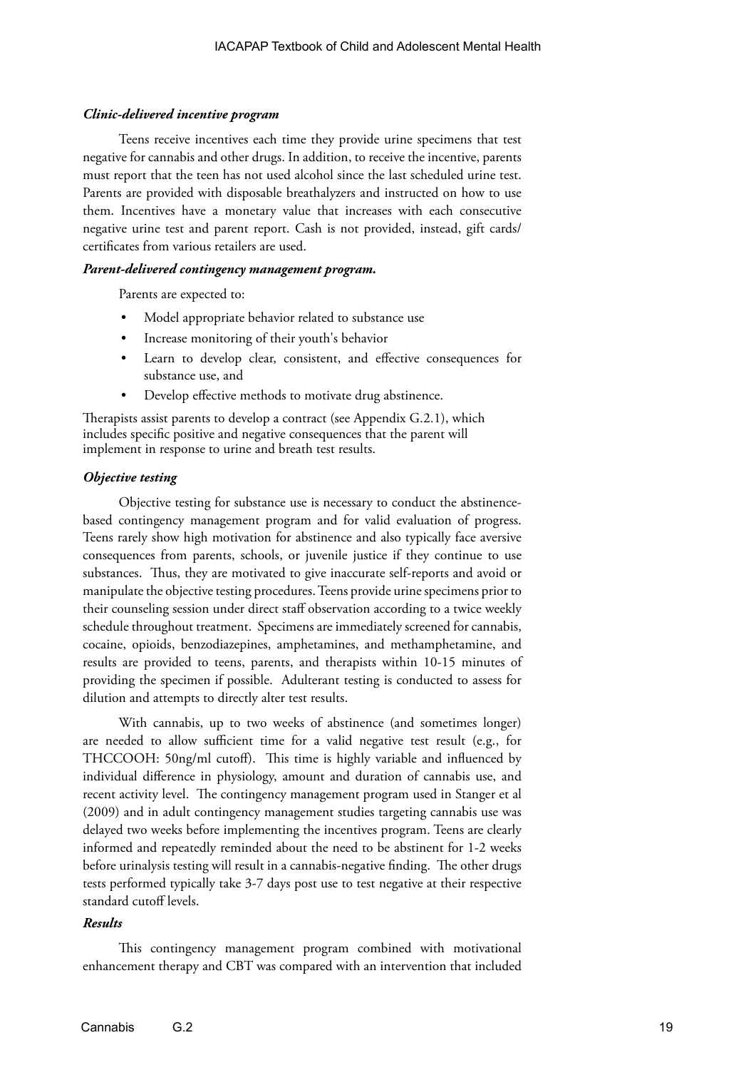***Clinic-delivered incentive program***

Teens receive incentives each time they provide urine specimens that test negative for cannabis and other drugs. In addition, to receive the incentive, parents must report that the teen has not used alcohol since the last scheduled urine test. Parents are provided with disposable breathalyzers and instructed on how to use them. Incentives have a monetary value that increases with each consecutive negative urine test and parent report. Cash is not provided, instead, gift cards/certificates from various retailers are used.

***Parent-delivered contingency management program.***

Parents are expected to:

- Model appropriate behavior related to substance use
- Increase monitoring of their youth's behavior
- Learn to develop clear, consistent, and effective consequences for substance use, and
- Develop effective methods to motivate drug abstinence.

Therapists assist parents to develop a contract (see Appendix G.2.1), which includes specific positive and negative consequences that the parent will implement in response to urine and breath test results.

***Objective testing***

Objective testing for substance use is necessary to conduct the abstinence-based contingency management program and for valid evaluation of progress. Teens rarely show high motivation for abstinence and also typically face aversive consequences from parents, schools, or juvenile justice if they continue to use substances. Thus, they are motivated to give inaccurate self-reports and avoid or manipulate the objective testing procedures. Teens provide urine specimens prior to their counseling session under direct staff observation according to a twice weekly schedule throughout treatment. Specimens are immediately screened for cannabis, cocaine, opioids, benzodiazepines, amphetamines, and methamphetamine, and results are provided to teens, parents, and therapists within 10-15 minutes of providing the specimen if possible. Adulterant testing is conducted to assess for dilution and attempts to directly alter test results.

With cannabis, up to two weeks of abstinence (and sometimes longer) are needed to allow sufficient time for a valid negative test result (e.g., for THCCOOH: 50ng/ml cutoff). This time is highly variable and influenced by individual difference in physiology, amount and duration of cannabis use, and recent activity level. The contingency management program used in Stanger et al (2009) and in adult contingency management studies targeting cannabis use was delayed two weeks before implementing the incentives program. Teens are clearly informed and repeatedly reminded about the need to be abstinent for 1-2 weeks before urinalysis testing will result in a cannabis-negative finding. The other drugs tests performed typically take 3-7 days post use to test negative at their respective standard cutoff levels.

***Results***

This contingency management program combined with motivational enhancement therapy and CBT was compared with an intervention that included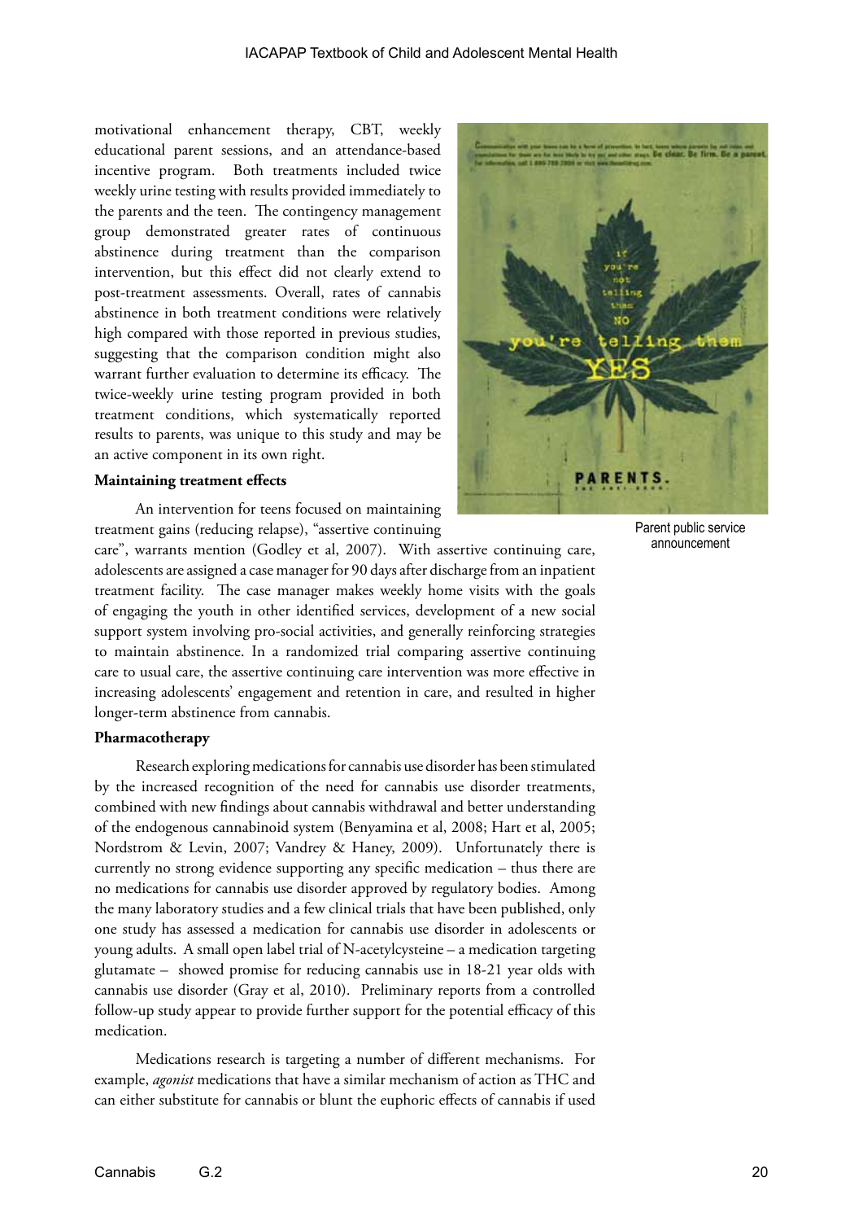motivational enhancement therapy, CBT, weekly educational parent sessions, and an attendance-based incentive program. Both treatments included twice weekly urine testing with results provided immediately to the parents and the teen. The contingency management group demonstrated greater rates of continuous abstinence during treatment than the comparison intervention, but this effect did not clearly extend to post-treatment assessments. Overall, rates of cannabis abstinence in both treatment conditions were relatively high compared with those reported in previous studies, suggesting that the comparison condition might also warrant further evaluation to determine its efficacy. The twice-weekly urine testing program provided in both treatment conditions, which systematically reported results to parents, was unique to this study and may be an active component in its own right.

Parent public service announcement

**Maintaining treatment effects**

An intervention for teens focused on maintaining treatment gains (reducing relapse), "assertive continuing care", warrants mention (Godley et al, 2007). With assertive continuing care, adolescents are assigned a case manager for 90 days after discharge from an inpatient treatment facility. The case manager makes weekly home visits with the goals of engaging the youth in other identified services, development of a new social support system involving pro-social activities, and generally reinforcing strategies to maintain abstinence. In a randomized trial comparing assertive continuing care to usual care, the assertive continuing care intervention was more effective in increasing adolescents' engagement and retention in care, and resulted in higher longer-term abstinence from cannabis.

**Pharmacotherapy**

Research exploring medications for cannabis use disorder has been stimulated by the increased recognition of the need for cannabis use disorder treatments, combined with new findings about cannabis withdrawal and better understanding of the endogenous cannabinoid system (Benyamina et al, 2008; Hart et al, 2005; Nordstrom & Levin, 2007; Vandrey & Haney, 2009). Unfortunately there is currently no strong evidence supporting any specific medication – thus there are no medications for cannabis use disorder approved by regulatory bodies. Among the many laboratory studies and a few clinical trials that have been published, only one study has assessed a medication for cannabis use disorder in adolescents or young adults. A small open label trial of N-acetylcysteine – a medication targeting glutamate – showed promise for reducing cannabis use in 18-21 year olds with cannabis use disorder (Gray et al, 2010). Preliminary reports from a controlled follow-up study appear to provide further support for the potential efficacy of this medication.

Medications research is targeting a number of different mechanisms. For example, *agonist* medications that have a similar mechanism of action as THC and can either substitute for cannabis or blunt the euphoric effects of cannabis if used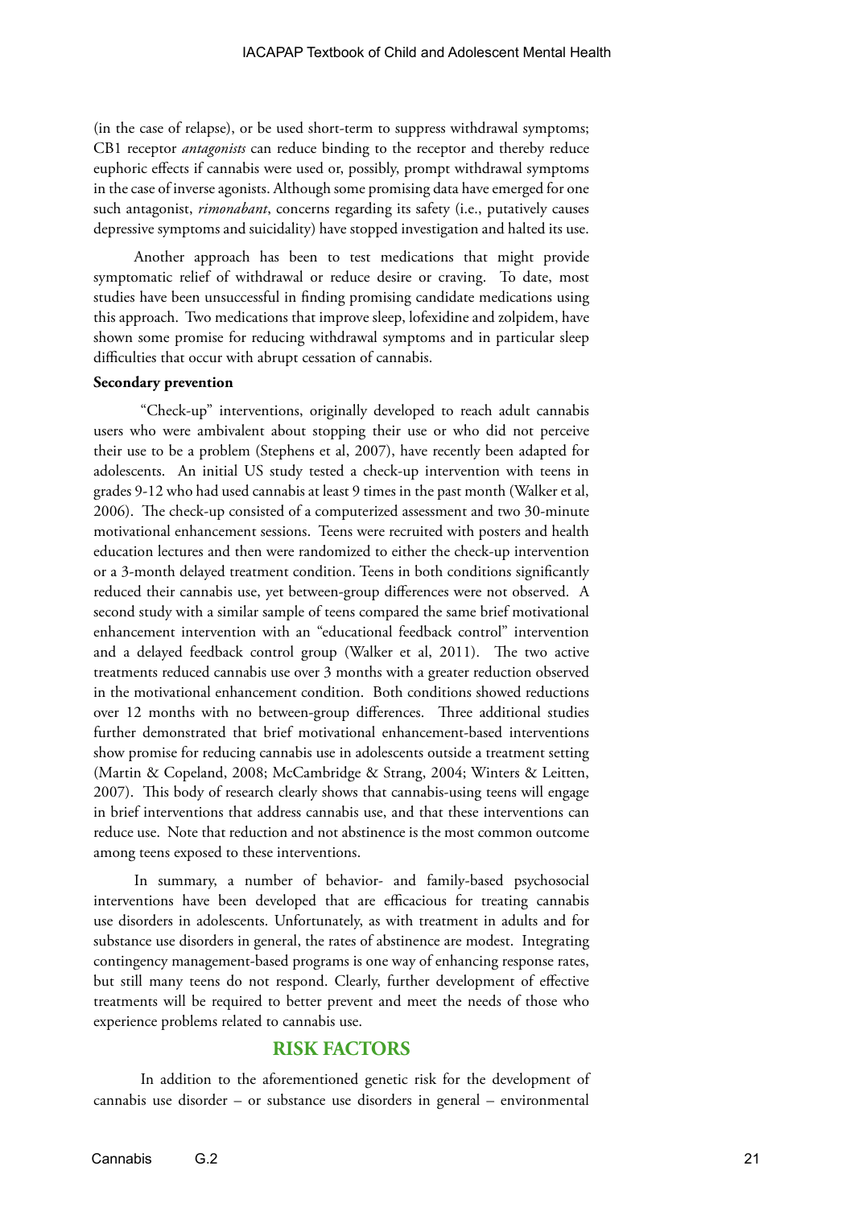(in the case of relapse), or be used short-term to suppress withdrawal symptoms; CB1 receptor *antagonists* can reduce binding to the receptor and thereby reduce euphoric effects if cannabis were used or, possibly, prompt withdrawal symptoms in the case of inverse agonists. Although some promising data have emerged for one such antagonist, *rimonabant*, concerns regarding its safety (i.e., putatively causes depressive symptoms and suicidality) have stopped investigation and halted its use.

Another approach has been to test medications that might provide symptomatic relief of withdrawal or reduce desire or craving. To date, most studies have been unsuccessful in finding promising candidate medications using this approach. Two medications that improve sleep, lofexidine and zolpidem, have shown some promise for reducing withdrawal symptoms and in particular sleep difficulties that occur with abrupt cessation of cannabis.

**Secondary prevention**

"Check-up" interventions, originally developed to reach adult cannabis users who were ambivalent about stopping their use or who did not perceive their use to be a problem (Stephens et al, 2007), have recently been adapted for adolescents. An initial US study tested a check-up intervention with teens in grades 9-12 who had used cannabis at least 9 times in the past month (Walker et al, 2006). The check-up consisted of a computerized assessment and two 30-minute motivational enhancement sessions. Teens were recruited with posters and health education lectures and then were randomized to either the check-up intervention or a 3-month delayed treatment condition. Teens in both conditions significantly reduced their cannabis use, yet between-group differences were not observed. A second study with a similar sample of teens compared the same brief motivational enhancement intervention with an "educational feedback control" intervention and a delayed feedback control group (Walker et al, 2011). The two active treatments reduced cannabis use over 3 months with a greater reduction observed in the motivational enhancement condition. Both conditions showed reductions over 12 months with no between-group differences. Three additional studies further demonstrated that brief motivational enhancement-based interventions show promise for reducing cannabis use in adolescents outside a treatment setting (Martin & Copeland, 2008; McCambridge & Strang, 2004; Winters & Leitten, 2007). This body of research clearly shows that cannabis-using teens will engage in brief interventions that address cannabis use, and that these interventions can reduce use. Note that reduction and not abstinence is the most common outcome among teens exposed to these interventions.

In summary, a number of behavior- and family-based psychosocial interventions have been developed that are efficacious for treating cannabis use disorders in adolescents. Unfortunately, as with treatment in adults and for substance use disorders in general, the rates of abstinence are modest. Integrating contingency management-based programs is one way of enhancing response rates, but still many teens do not respond. Clearly, further development of effective treatments will be required to better prevent and meet the needs of those who experience problems related to cannabis use.

## RISK FACTORS

In addition to the aforementioned genetic risk for the development of cannabis use disorder – or substance use disorders in general – environmental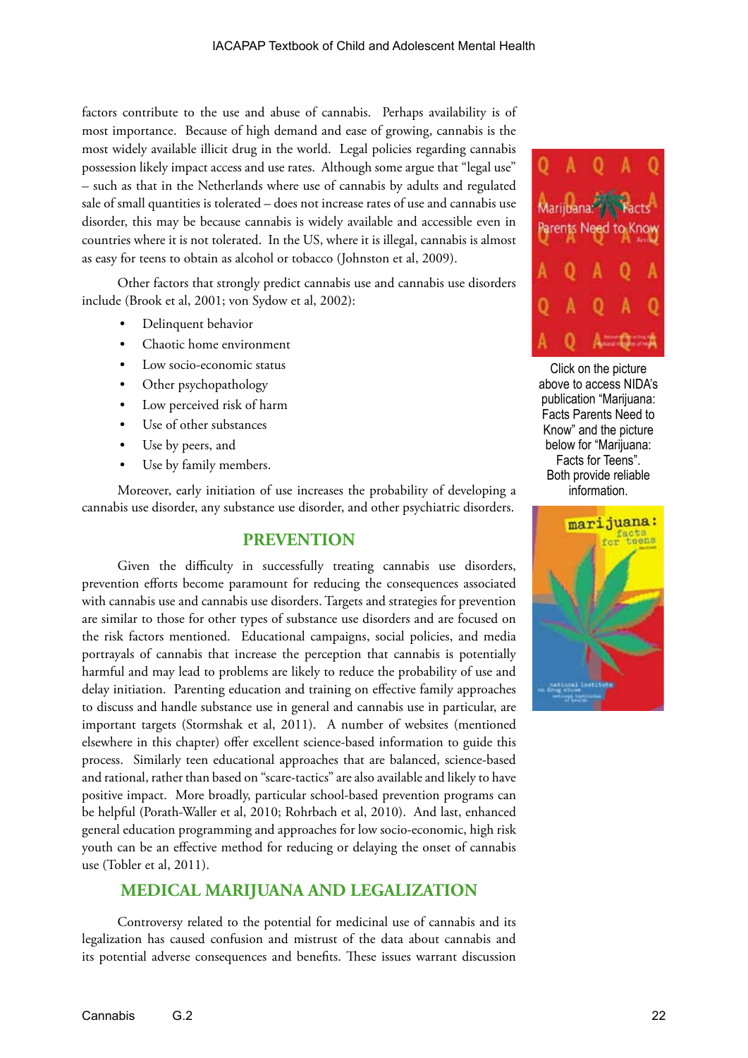factors contribute to the use and abuse of cannabis. Perhaps availability is of most importance. Because of high demand and ease of growing, cannabis is the most widely available illicit drug in the world. Legal policies regarding cannabis possession likely impact access and use rates. Although some argue that "legal use" – such as that in the Netherlands where use of cannabis by adults and regulated sale of small quantities is tolerated – does not increase rates of use and cannabis use disorder, this may be because cannabis is widely available and accessible even in countries where it is not tolerated. In the US, where it is illegal, cannabis is almost as easy for teens to obtain as alcohol or tobacco (Johnston et al, 2009).

Other factors that strongly predict cannabis use and cannabis use disorders include (Brook et al, 2001; von Sydow et al, 2002):

- Delinquent behavior
- Chaotic home environment
- Low socio-economic status
- Other psychopathology
- Low perceived risk of harm
- Use of other substances
- Use by peers, and
- Use by family members.

Moreover, early initiation of use increases the probability of developing a cannabis use disorder, any substance use disorder, and other psychiatric disorders.

Click on the picture above to access NIDA's publication "Marijuana: Facts Parents Need to Know" and the picture below for "Marijuana: Facts for Teens". Both provide reliable information.

## PREVENTION

Given the difficulty in successfully treating cannabis use disorders, prevention efforts become paramount for reducing the consequences associated with cannabis use and cannabis use disorders. Targets and strategies for prevention are similar to those for other types of substance use disorders and are focused on the risk factors mentioned. Educational campaigns, social policies, and media portrayals of cannabis that increase the perception that cannabis is potentially harmful and may lead to problems are likely to reduce the probability of use and delay initiation. Parenting education and training on effective family approaches to discuss and handle substance use in general and cannabis use in particular, are important targets (Stormshak et al, 2011). A number of websites (mentioned elsewhere in this chapter) offer excellent science-based information to guide this process. Similarly teen educational approaches that are balanced, science-based and rational, rather than based on "scare-tactics" are also available and likely to have positive impact. More broadly, particular school-based prevention programs can be helpful (Porath-Waller et al, 2010; Rohrbach et al, 2010). And last, enhanced general education programming and approaches for low socio-economic, high risk youth can be an effective method for reducing or delaying the onset of cannabis use (Tobler et al, 2011).

## MEDICAL MARIJUANA AND LEGALIZATION

Controversy related to the potential for medicinal use of cannabis and its legalization has caused confusion and mistrust of the data about cannabis and its potential adverse consequences and benefits. These issues warrant discussion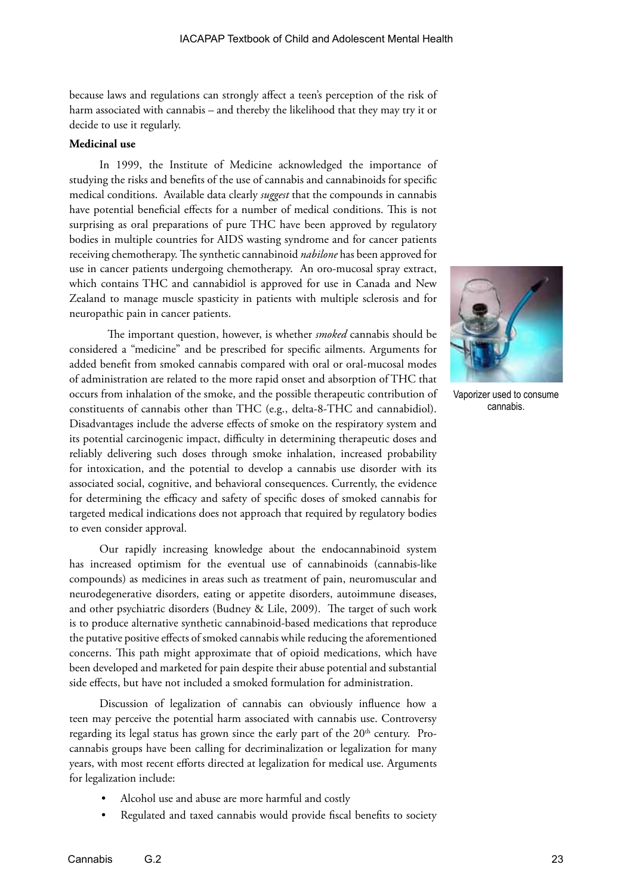because laws and regulations can strongly affect a teen's perception of the risk of harm associated with cannabis – and thereby the likelihood that they may try it or decide to use it regularly.

**Medicinal use**

In 1999, the Institute of Medicine acknowledged the importance of studying the risks and benefits of the use of cannabis and cannabinoids for specific medical conditions. Available data clearly *suggest* that the compounds in cannabis have potential beneficial effects for a number of medical conditions. This is not surprising as oral preparations of pure THC have been approved by regulatory bodies in multiple countries for AIDS wasting syndrome and for cancer patients receiving chemotherapy. The synthetic cannabinoid *nabilone* has been approved for use in cancer patients undergoing chemotherapy. An oro-mucosal spray extract, which contains THC and cannabidiol is approved for use in Canada and New Zealand to manage muscle spasticity in patients with multiple sclerosis and for neuropathic pain in cancer patients.

Vaporizer used to consume cannabis.

The important question, however, is whether *smoked* cannabis should be considered a "medicine" and be prescribed for specific ailments. Arguments for added benefit from smoked cannabis compared with oral or oral-mucosal modes of administration are related to the more rapid onset and absorption of THC that occurs from inhalation of the smoke, and the possible therapeutic contribution of constituents of cannabis other than THC (e.g., delta-8-THC and cannabidiol). Disadvantages include the adverse effects of smoke on the respiratory system and its potential carcinogenic impact, difficulty in determining therapeutic doses and reliably delivering such doses through smoke inhalation, increased probability for intoxication, and the potential to develop a cannabis use disorder with its associated social, cognitive, and behavioral consequences. Currently, the evidence for determining the efficacy and safety of specific doses of smoked cannabis for targeted medical indications does not approach that required by regulatory bodies to even consider approval.

Our rapidly increasing knowledge about the endocannabinoid system has increased optimism for the eventual use of cannabinoids (cannabis-like compounds) as medicines in areas such as treatment of pain, neuromuscular and neurodegenerative disorders, eating or appetite disorders, autoimmune diseases, and other psychiatric disorders (Budney & Lile, 2009). The target of such work is to produce alternative synthetic cannabinoid-based medications that reproduce the putative positive effects of smoked cannabis while reducing the aforementioned concerns. This path might approximate that of opioid medications, which have been developed and marketed for pain despite their abuse potential and substantial side effects, but have not included a smoked formulation for administration.

Discussion of legalization of cannabis can obviously influence how a teen may perceive the potential harm associated with cannabis use. Controversy regarding its legal status has grown since the early part of the 20th century. Pro-cannabis groups have been calling for decriminalization or legalization for many years, with most recent efforts directed at legalization for medical use. Arguments for legalization include:

- Alcohol use and abuse are more harmful and costly
- Regulated and taxed cannabis would provide fiscal benefits to society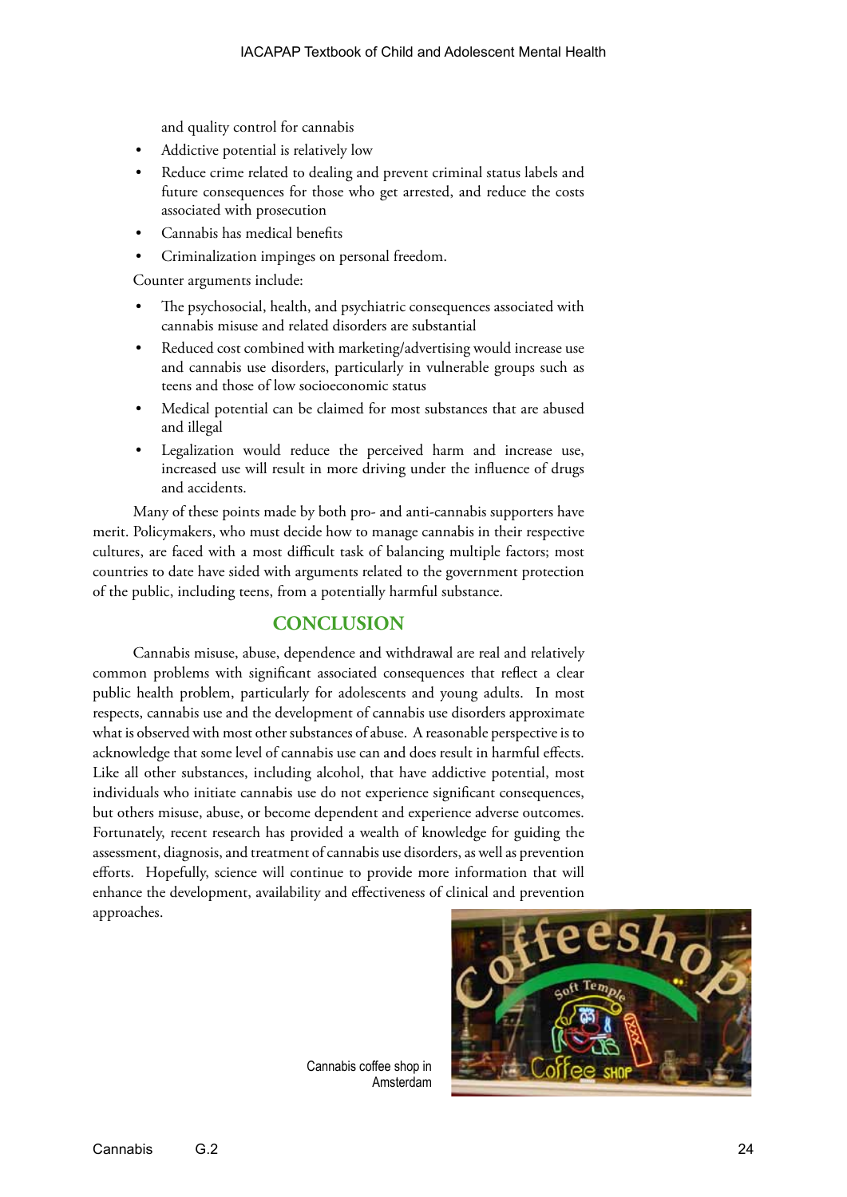and quality control for cannabis

- Addictive potential is relatively low
- Reduce crime related to dealing and prevent criminal status labels and future consequences for those who get arrested, and reduce the costs associated with prosecution
- Cannabis has medical benefits
- Criminalization impinges on personal freedom.

Counter arguments include:

- The psychosocial, health, and psychiatric consequences associated with cannabis misuse and related disorders are substantial
- Reduced cost combined with marketing/advertising would increase use and cannabis use disorders, particularly in vulnerable groups such as teens and those of low socioeconomic status
- Medical potential can be claimed for most substances that are abused and illegal
- Legalization would reduce the perceived harm and increase use, increased use will result in more driving under the influence of drugs and accidents.

Many of these points made by both pro- and anti-cannabis supporters have merit. Policymakers, who must decide how to manage cannabis in their respective cultures, are faced with a most difficult task of balancing multiple factors; most countries to date have sided with arguments related to the government protection of the public, including teens, from a potentially harmful substance.

## CONCLUSION

Cannabis misuse, abuse, dependence and withdrawal are real and relatively common problems with significant associated consequences that reflect a clear public health problem, particularly for adolescents and young adults. In most respects, cannabis use and the development of cannabis use disorders approximate what is observed with most other substances of abuse. A reasonable perspective is to acknowledge that some level of cannabis use can and does result in harmful effects. Like all other substances, including alcohol, that have addictive potential, most individuals who initiate cannabis use do not experience significant consequences, but others misuse, abuse, or become dependent and experience adverse outcomes. Fortunately, recent research has provided a wealth of knowledge for guiding the assessment, diagnosis, and treatment of cannabis use disorders, as well as prevention efforts. Hopefully, science will continue to provide more information that will enhance the development, availability and effectiveness of clinical and prevention approaches.

Cannabis coffee shop in Amsterdam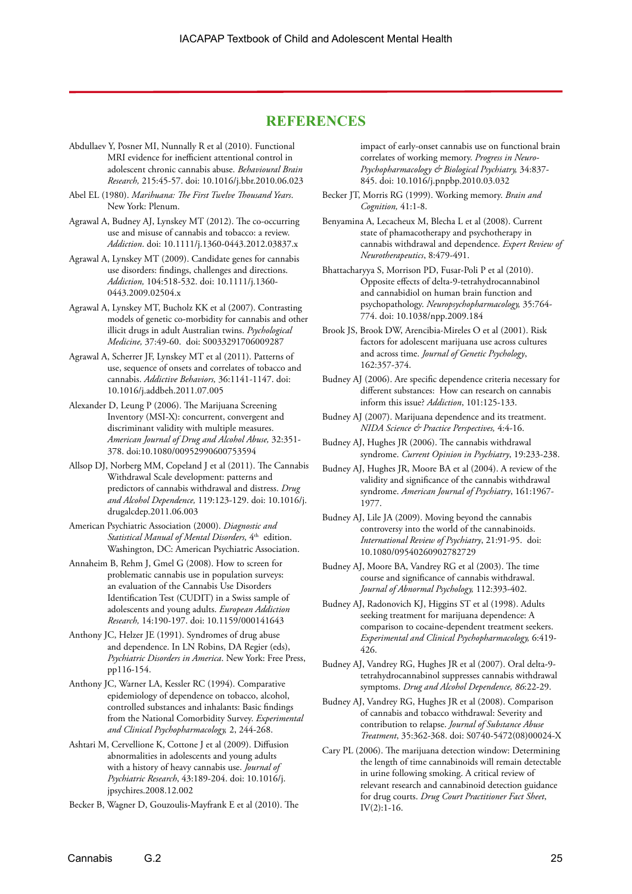## REFERENCES

Abdullaev Y, Posner MI, Nunnally R et al (2010). Functional MRI evidence for inefficient attentional control in adolescent chronic cannabis abuse. *Behavioural Brain Research,* 215:45-57. doi: 10.1016/j.bbr.2010.06.023

Abel EL (1980). *Marihuana: The First Twelve Thousand Years*. New York: Plenum.

Agrawal A, Budney AJ, Lynskey MT (2012). The co-occurring use and misuse of cannabis and tobacco: a review. *Addiction*. doi: 10.1111/j.1360-0443.2012.03837.x

Agrawal A, Lynskey MT (2009). Candidate genes for cannabis use disorders: findings, challenges and directions. *Addiction,* 104:518-532. doi: 10.1111/j.1360-0443.2009.02504.x

Agrawal A, Lynskey MT, Bucholz KK et al (2007). Contrasting models of genetic co-morbidity for cannabis and other illicit drugs in adult Australian twins. *Psychological Medicine,* 37:49-60. doi: S0033291706009287

Agrawal A, Scherrer JF, Lynskey MT et al (2011). Patterns of use, sequence of onsets and correlates of tobacco and cannabis. *Addictive Behaviors,* 36:1141-1147. doi: 10.1016/j.addbeh.2011.07.005

Alexander D, Leung P (2006). The Marijuana Screening Inventory (MSI-X): concurrent, convergent and discriminant validity with multiple measures. *American Journal of Drug and Alcohol Abuse,* 32:351-378. doi:10.1080/00952990600753594

Allsop DJ, Norberg MM, Copeland J et al (2011). The Cannabis Withdrawal Scale development: patterns and predictors of cannabis withdrawal and distress. *Drug and Alcohol Dependence,* 119:123-129. doi: 10.1016/j.drugalcdep.2011.06.003

American Psychiatric Association (2000). *Diagnostic and Statistical Manual of Mental Disorders,* 4th edition. Washington, DC: American Psychiatric Association.

Annaheim B, Rehm J, Gmel G (2008). How to screen for problematic cannabis use in population surveys: an evaluation of the Cannabis Use Disorders Identification Test (CUDIT) in a Swiss sample of adolescents and young adults. *European Addiction Research,* 14:190-197. doi: 10.1159/000141643

Anthony JC, Helzer JE (1991). Syndromes of drug abuse and dependence. In LN Robins, DA Regier (eds), *Psychiatric Disorders in America*. New York: Free Press, pp116-154.

Anthony JC, Warner LA, Kessler RC (1994). Comparative epidemiology of dependence on tobacco, alcohol, controlled substances and inhalants: Basic findings from the National Comorbidity Survey. *Experimental and Clinical Psychopharmacology,* 2, 244-268.

Ashtari M, Cervellione K, Cottone J et al (2009). Diffusion abnormalities in adolescents and young adults with a history of heavy cannabis use. *Journal of Psychiatric Research*, 43:189-204. doi: 10.1016/j.jpsychires.2008.12.002

Becker B, Wagner D, Gouzoulis-Mayfrank E et al (2010). The impact of early-onset cannabis use on functional brain correlates of working memory. *Progress in Neuro-Psychopharmacology & Biological Psychiatry,* 34:837-845. doi: 10.1016/j.pnpbp.2010.03.032

Becker JT, Morris RG (1999). Working memory. *Brain and Cognition,* 41:1-8.

Benyamina A, Lecacheux M, Blecha L et al (2008). Current state of phamacotherapy and psychotherapy in cannabis withdrawal and dependence. *Expert Review of Neurotherapeutics*, 8:479-491.

Bhattacharyya S, Morrison PD, Fusar-Poli P et al (2010). Opposite effects of delta-9-tetrahydrocannabinol and cannabidiol on human brain function and psychopathology. *Neuropsychopharmacology,* 35:764-774. doi: 10.1038/npp.2009.184

Brook JS, Brook DW, Arencibia-Mireles O et al (2001). Risk factors for adolescent marijuana use across cultures and across time. *Journal of Genetic Psychology*, 162:357-374.

Budney AJ (2006). Are specific dependence criteria necessary for different substances: How can research on cannabis inform this issue? *Addiction*, 101:125-133.

Budney AJ (2007). Marijuana dependence and its treatment. *NIDA Science & Practice Perspectives,* 4:4-16.

Budney AJ, Hughes JR (2006). The cannabis withdrawal syndrome. *Current Opinion in Psychiatry*, 19:233-238.

Budney AJ, Hughes JR, Moore BA et al (2004). A review of the validity and significance of the cannabis withdrawal syndrome. *American Journal of Psychiatry*, 161:1967-1977.

Budney AJ, Lile JA (2009). Moving beyond the cannabis controversy into the world of the cannabinoids. *International Review of Psychiatry*, 21:91-95. doi: 10.1080/09540260902782729

Budney AJ, Moore BA, Vandrey RG et al (2003). The time course and significance of cannabis withdrawal. *Journal of Abnormal Psychology,* 112:393-402.

Budney AJ, Radonovich KJ, Higgins ST et al (1998). Adults seeking treatment for marijuana dependence: A comparison to cocaine-dependent treatment seekers. *Experimental and Clinical Psychopharmacology,* 6:419-426.

Budney AJ, Vandrey RG, Hughes JR et al (2007). Oral delta-9-tetrahydrocannabinol suppresses cannabis withdrawal symptoms. *Drug and Alcohol Dependence, 86*:22-29.

Budney AJ, Vandrey RG, Hughes JR et al (2008). Comparison of cannabis and tobacco withdrawal: Severity and contribution to relapse. *Journal of Substance Abuse Treatment*, 35:362-368. doi: S0740-5472(08)00024-X

Cary PL (2006). The marijuana detection window: Determining the length of time cannabinoids will remain detectable in urine following smoking. A critical review of relevant research and cannabinoid detection guidance for drug courts. *Drug Court Practitioner Fact Sheet*, IV(2):1-16.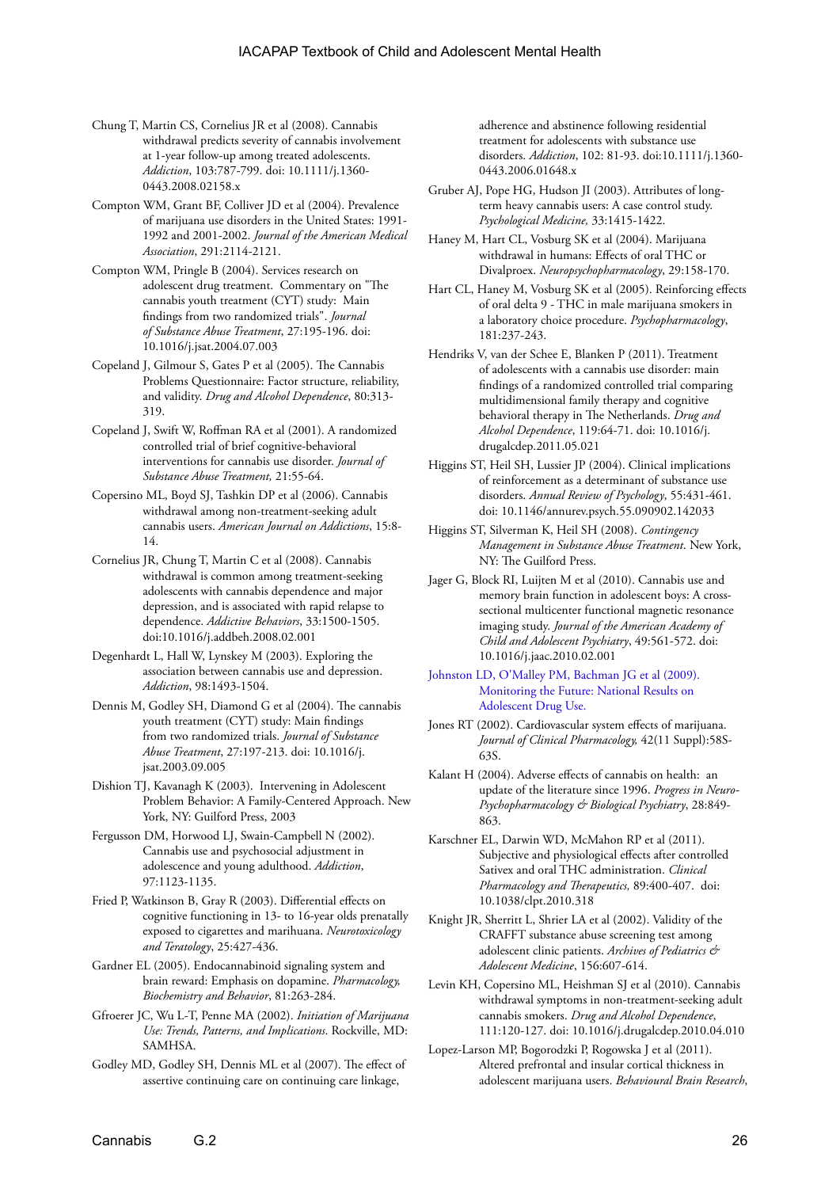Chung T, Martin CS, Cornelius JR et al (2008). Cannabis withdrawal predicts severity of cannabis involvement at 1-year follow-up among treated adolescents. *Addiction*, 103:787-799. doi: 10.1111/j.1360-0443.2008.02158.x

Compton WM, Grant BF, Colliver JD et al (2004). Prevalence of marijuana use disorders in the United States: 1991-1992 and 2001-2002. *Journal of the American Medical Association*, 291:2114-2121.

Compton WM, Pringle B (2004). Services research on adolescent drug treatment. Commentary on "The cannabis youth treatment (CYT) study: Main findings from two randomized trials". *Journal of Substance Abuse Treatment*, 27:195-196. doi: 10.1016/j.jsat.2004.07.003

Copeland J, Gilmour S, Gates P et al (2005). The Cannabis Problems Questionnaire: Factor structure, reliability, and validity. *Drug and Alcohol Dependence*, 80:313-319.

Copeland J, Swift W, Roffman RA et al (2001). A randomized controlled trial of brief cognitive-behavioral interventions for cannabis use disorder. *Journal of Substance Abuse Treatment,* 21:55-64.

Copersino ML, Boyd SJ, Tashkin DP et al (2006). Cannabis withdrawal among non-treatment-seeking adult cannabis users. *American Journal on Addictions*, 15:8-14.

Cornelius JR, Chung T, Martin C et al (2008). Cannabis withdrawal is common among treatment-seeking adolescents with cannabis dependence and major depression, and is associated with rapid relapse to dependence. *Addictive Behaviors*, 33:1500-1505. doi:10.1016/j.addbeh.2008.02.001

Degenhardt L, Hall W, Lynskey M (2003). Exploring the association between cannabis use and depression. *Addiction*, 98:1493-1504.

Dennis M, Godley SH, Diamond G et al (2004). The cannabis youth treatment (CYT) study: Main findings from two randomized trials. *Journal of Substance Abuse Treatment*, 27:197-213. doi: 10.1016/j.jsat.2003.09.005

Dishion TJ, Kavanagh K (2003). Intervening in Adolescent Problem Behavior: A Family-Centered Approach. New York, NY: Guilford Press, 2003

Fergusson DM, Horwood LJ, Swain-Campbell N (2002). Cannabis use and psychosocial adjustment in adolescence and young adulthood. *Addiction*, 97:1123-1135.

Fried P, Watkinson B, Gray R (2003). Differential effects on cognitive functioning in 13- to 16-year olds prenatally exposed to cigarettes and marihuana. *Neurotoxicology and Teratology*, 25:427-436.

Gardner EL (2005). Endocannabinoid signaling system and brain reward: Emphasis on dopamine. *Pharmacology, Biochemistry and Behavior*, 81:263-284.

Gfroerer JC, Wu L-T, Penne MA (2002). *Initiation of Marijuana Use: Trends, Patterns, and Implications*. Rockville, MD: SAMHSA.

Godley MD, Godley SH, Dennis ML et al (2007). The effect of assertive continuing care on continuing care linkage, adherence and abstinence following residential treatment for adolescents with substance use disorders. *Addiction*, 102: 81-93. doi:10.1111/j.1360-0443.2006.01648.x

Gruber AJ, Pope HG, Hudson JI (2003). Attributes of long-term heavy cannabis users: A case control study. *Psychological Medicine,* 33:1415-1422.

Haney M, Hart CL, Vosburg SK et al (2004). Marijuana withdrawal in humans: Effects of oral THC or Divalproex. *Neuropsychopharmacology*, 29:158-170.

Hart CL, Haney M, Vosburg SK et al (2005). Reinforcing effects of oral delta 9 - THC in male marijuana smokers in a laboratory choice procedure. *Psychopharmacology*, 181:237-243.

Hendriks V, van der Schee E, Blanken P (2011). Treatment of adolescents with a cannabis use disorder: main findings of a randomized controlled trial comparing multidimensional family therapy and cognitive behavioral therapy in The Netherlands. *Drug and Alcohol Dependence*, 119:64-71. doi: 10.1016/j.drugalcdep.2011.05.021

Higgins ST, Heil SH, Lussier JP (2004). Clinical implications of reinforcement as a determinant of substance use disorders. *Annual Review of Psychology*, 55:431-461. doi: 10.1146/annurev.psych.55.090902.142033

Higgins ST, Silverman K, Heil SH (2008). *Contingency Management in Substance Abuse Treatment*. New York, NY: The Guilford Press.

Jager G, Block RI, Luijten M et al (2010). Cannabis use and memory brain function in adolescent boys: A cross-sectional multicenter functional magnetic resonance imaging study. *Journal of the American Academy of Child and Adolescent Psychiatry*, 49:561-572. doi: 10.1016/j.jaac.2010.02.001

Johnston LD, O'Malley PM, Bachman JG et al (2009). Monitoring the Future: National Results on Adolescent Drug Use.

Jones RT (2002). Cardiovascular system effects of marijuana. *Journal of Clinical Pharmacology,* 42(11 Suppl):58S-63S.

Kalant H (2004). Adverse effects of cannabis on health: an update of the literature since 1996. *Progress in Neuro-Psychopharmacology & Biological Psychiatry*, 28:849-863.

Karschner EL, Darwin WD, McMahon RP et al (2011). Subjective and physiological effects after controlled Sativex and oral THC administration. *Clinical Pharmacology and Therapeutics,* 89:400-407. doi: 10.1038/clpt.2010.318

Knight JR, Sherritt L, Shrier LA et al (2002). Validity of the CRAFFT substance abuse screening test among adolescent clinic patients. *Archives of Pediatrics & Adolescent Medicine*, 156:607-614.

Levin KH, Copersino ML, Heishman SJ et al (2010). Cannabis withdrawal symptoms in non-treatment-seeking adult cannabis smokers. *Drug and Alcohol Dependence*, 111:120-127. doi: 10.1016/j.drugalcdep.2010.04.010

Lopez-Larson MP, Bogorodzki P, Rogowska J et al (2011). Altered prefrontal and insular cortical thickness in adolescent marijuana users. *Behavioural Brain Research*,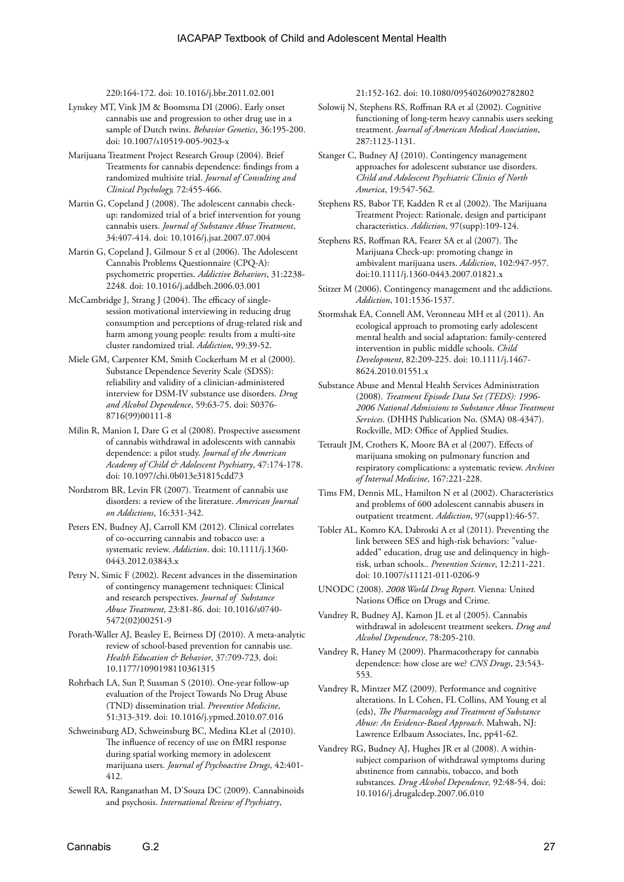220:164-172. doi: 10.1016/j.bbr.2011.02.001

Lynskey MT, Vink JM & Boomsma DI (2006). Early onset cannabis use and progression to other drug use in a sample of Dutch twins. *Behavior Genetics*, 36:195-200. doi: 10.1007/s10519-005-9023-x

Marijuana Treatment Project Research Group (2004). Brief Treatments for cannabis dependence: findings from a randomized multisite trial. *Journal of Consulting and Clinical Psychology,* 72:455-466.

Martin G, Copeland J (2008). The adolescent cannabis check-up: randomized trial of a brief intervention for young cannabis users. *Journal of Substance Abuse Treatment*, 34:407-414. doi: 10.1016/j.jsat.2007.07.004

Martin G, Copeland J, Gilmour S et al (2006). The Adolescent Cannabis Problems Questionnaire (CPQ-A): psychometric properties. *Addictive Behaviors*, 31:2238-2248. doi: 10.1016/j.addbeh.2006.03.001

McCambridge J, Strang J (2004). The efficacy of single-session motivational interviewing in reducing drug consumption and perceptions of drug-related risk and harm among young people: results from a multi-site cluster randomized trial. *Addiction*, 99:39-52.

Miele GM, Carpenter KM, Smith Cockerham M et al (2000). Substance Dependence Severity Scale (SDSS): reliability and validity of a clinician-administered interview for DSM-IV substance use disorders. *Drug and Alcohol Dependence*, 59:63-75. doi: S0376-8716(99)00111-8

Milin R, Manion I, Dare G et al (2008). Prospective assessment of cannabis withdrawal in adolescents with cannabis dependence: a pilot study. *Journal of the American Academy of Child & Adolescent Psychiatry*, 47:174-178. doi: 10.1097/chi.0b013e31815cdd73

Nordstrom BR, Levin FR (2007). Treatment of cannabis use disorders: a review of the literature. *American Journal on Addictions*, 16:331-342.

Peters EN, Budney AJ, Carroll KM (2012). Clinical correlates of co-occurring cannabis and tobacco use: a systematic review. *Addiction*. doi: 10.1111/j.1360-0443.2012.03843.x

Petry N, Simic F (2002). Recent advances in the dissemination of contingency management techniques: Clinical and research perspectives. *Journal of Substance Abuse Treatment*, 23:81-86. doi: 10.1016/s0740-5472(02)00251-9

Porath-Waller AJ, Beasley E, Beirness DJ (2010). A meta-analytic review of school-based prevention for cannabis use. *Health Education & Behavior*, 37:709-723. doi: 10.1177/1090198110361315

Rohrbach LA, Sun P, Sussman S (2010). One-year follow-up evaluation of the Project Towards No Drug Abuse (TND) dissemination trial. *Preventive Medicine*, 51:313-319. doi: 10.1016/j.ypmed.2010.07.016

Schweinsburg AD, Schweinsburg BC, Medina KLet al (2010). The influence of recency of use on fMRI response during spatial working memory in adolescent marijuana users. *Journal of Psychoactive Drugs*, 42:401-412.

Sewell RA, Ranganathan M, D'Souza DC (2009). Cannabinoids and psychosis. *International Review of Psychiatry*, 21:152-162. doi: 10.1080/09540260902782802

Solowij N, Stephens RS, Roffman RA et al (2002). Cognitive functioning of long-term heavy cannabis users seeking treatment. *Journal of American Medical Association*, 287:1123-1131.

Stanger C, Budney AJ (2010). Contingency management approaches for adolescent substance use disorders. *Child and Adolescent Psychiatric Clinics of North America*, 19:547-562.

Stephens RS, Babor TF, Kadden R et al (2002). The Marijuana Treatment Project: Rationale, design and participant characteristics. *Addiction*, 97(supp):109-124.

Stephens RS, Roffman RA, Fearer SA et al (2007). The Marijuana Check-up: promoting change in ambivalent marijuana users. *Addiction*, 102:947-957. doi:10.1111/j.1360-0443.2007.01821.x

Stitzer M (2006). Contingency management and the addictions. *Addiction*, 101:1536-1537.

Stormshak EA, Connell AM, Veronneau MH et al (2011). An ecological approach to promoting early adolescent mental health and social adaptation: family-centered intervention in public middle schools. *Child Development*, 82:209-225. doi: 10.1111/j.1467-8624.2010.01551.x

Substance Abuse and Mental Health Services Administration (2008). *Treatment Episode Data Set (TEDS): 1996-2006 National Admissions to Substance Abuse Treatment Services*. (DHHS Publication No. (SMA) 08-4347). Rockville, MD: Office of Applied Studies.

Tetrault JM, Crothers K, Moore BA et al (2007). Effects of marijuana smoking on pulmonary function and respiratory complications: a systematic review. *Archives of Internal Medicine*, 167:221-228.

Tims FM, Dennis ML, Hamilton N et al (2002). Characteristics and problems of 600 adolescent cannabis abusers in outpatient treatment. *Addiction*, 97(supp1):46-57.

Tobler AL, Komro KA, Dabroski A et al (2011). Preventing the link between SES and high-risk behaviors: "value-added" education, drug use and delinquency in high-risk, urban schools.. *Prevention Science*, 12:211-221. doi: 10.1007/s11121-011-0206-9

UNODC (2008). *2008 World Drug Report.* Vienna: United Nations Office on Drugs and Crime.

Vandrey R, Budney AJ, Kamon JL et al (2005). Cannabis withdrawal in adolescent treatment seekers. *Drug and Alcohol Dependence*, 78:205-210.

Vandrey R, Haney M (2009). Pharmacotherapy for cannabis dependence: how close are we? *CNS Drugs*, 23:543-553.

Vandrey R, Mintzer MZ (2009). Performance and cognitive alterations. In L Cohen, FL Collins, AM Young et al (eds), *The Pharmacology and Treatment of Substance Abuse: An Evidence-Based Approach.* Mahwah, NJ: Lawrence Erlbaum Associates, Inc, pp41-62.

Vandrey RG, Budney AJ, Hughes JR et al (2008). A within-subject comparison of withdrawal symptoms during abstinence from cannabis, tobacco, and both substances. *Drug Alcohol Dependence,* 92:48-54. doi: 10.1016/j.drugalcdep.2007.06.010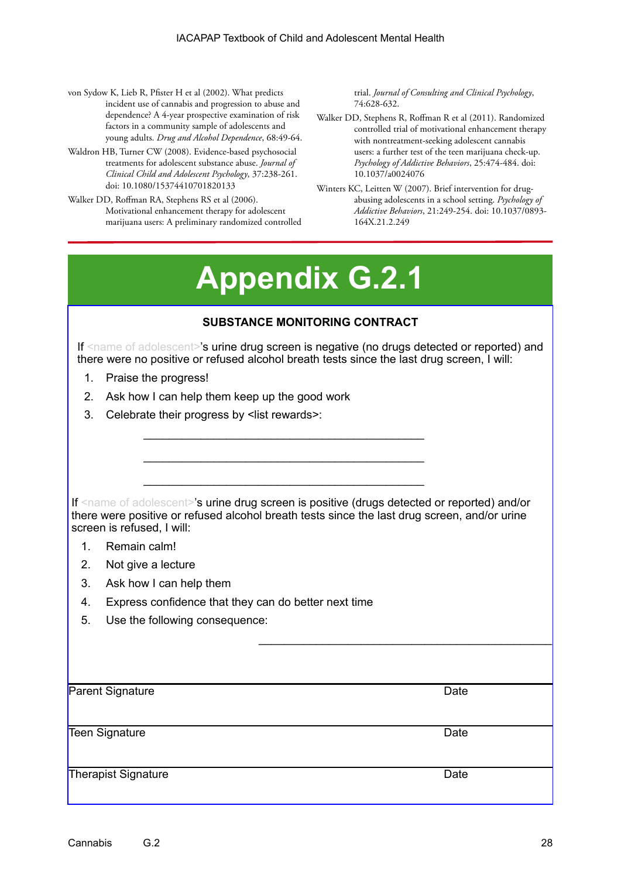von Sydow K, Lieb R, Pfister H et al (2002). What predicts incident use of cannabis and progression to abuse and dependence? A 4-year prospective examination of risk factors in a community sample of adolescents and young adults. *Drug and Alcohol Dependence*, 68:49-64.

Waldron HB, Turner CW (2008). Evidence-based psychosocial treatments for adolescent substance abuse. *Journal of Clinical Child and Adolescent Psychology*, 37:238-261. doi: 10.1080/15374410701820133

Walker DD, Roffman RA, Stephens RS et al (2006). Motivational enhancement therapy for adolescent marijuana users: A preliminary randomized controlled trial. *Journal of Consulting and Clinical Psychology*, 74:628-632.

Walker DD, Stephens R, Roffman R et al (2011). Randomized controlled trial of motivational enhancement therapy with nontreatment-seeking adolescent cannabis users: a further test of the teen marijuana check-up. *Psychology of Addictive Behaviors*, 25:474-484. doi: 10.1037/a0024076

Winters KC, Leitten W (2007). Brief intervention for drug-abusing adolescents in a school setting. *Psychology of Addictive Behaviors*, 21:249-254. doi: 10.1037/0893-164X.21.2.249

# Appendix G.2.1

**SUBSTANCE MONITORING CONTRACT**

If <name of adolescent>'s urine drug screen is negative (no drugs detected or reported) and there were no positive or refused alcohol breath tests since the last drug screen, I will:

1. Praise the progress!
2. Ask how I can help them keep up the good work
3. Celebrate their progress by <list rewards>:

____________________________________________

____________________________________________

____________________________________________

If <name of adolescent>'s urine drug screen is positive (drugs detected or reported) and/or there were positive or refused alcohol breath tests since the last drug screen, and/or urine screen is refused, I will:

1. Remain calm!
2. Not give a lecture
3. Ask how I can help them
4. Express confidence that they can do better next time
5. Use the following consequence:

____________________________________________

| | |
|---|---|
| Parent Signature | Date |
| Teen Signature | Date |
| Therapist Signature | Date |